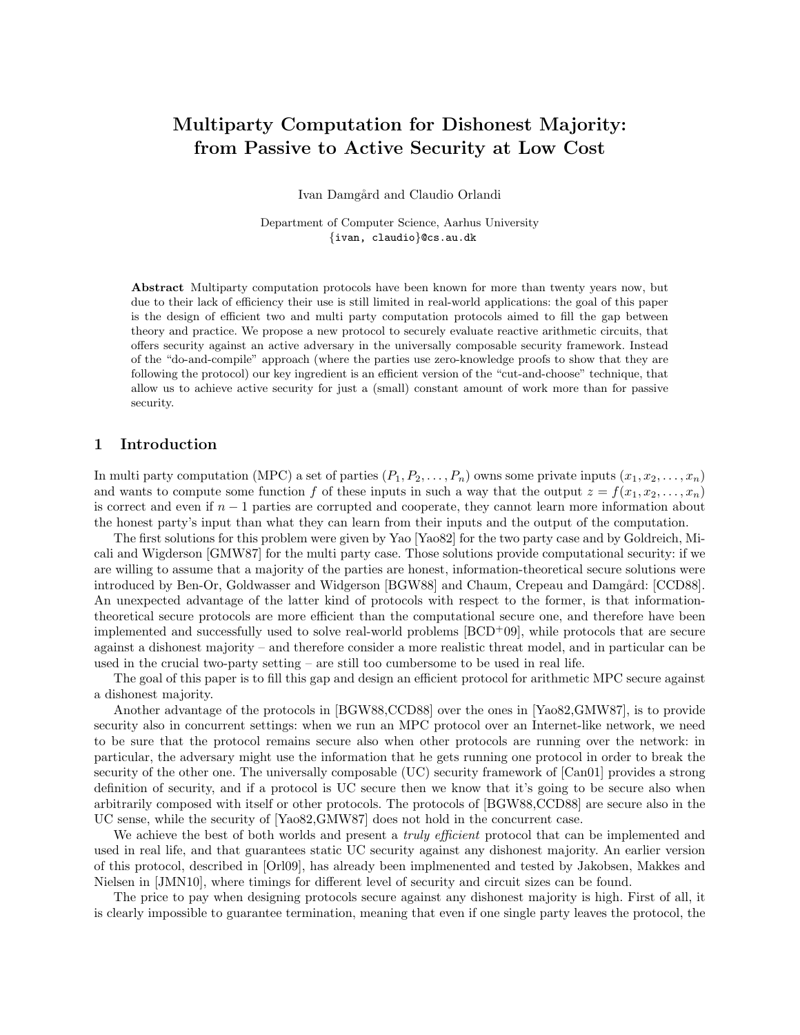# Multiparty Computation for Dishonest Majority: from Passive to Active Security at Low Cost

Ivan Damgård and Claudio Orlandi

Department of Computer Science, Aarhus University
{ivan, claudio}@cs.au.dk

**Abstract** Multiparty computation protocols have been known for more than twenty years now, but due to their lack of efficiency their use is still limited in real-world applications: the goal of this paper is the design of efficient two and multi party computation protocols aimed to fill the gap between theory and practice. We propose a new protocol to securely evaluate reactive arithmetic circuits, that offers security against an active adversary in the universally composable security framework. Instead of the "do-and-compile" approach (where the parties use zero-knowledge proofs to show that they are following the protocol) our key ingredient is an efficient version of the "cut-and-choose" technique, that allow us to achieve active security for just a (small) constant amount of work more than for passive security.

## 1 Introduction

In multi party computation (MPC) a set of parties $(P_1, P_2, \ldots, P_n)$ owns some private inputs $(x_1, x_2, \ldots, x_n)$ and wants to compute some function $f$ of these inputs in such a way that the output $z = f(x_1, x_2, \ldots, x_n)$ is correct and even if $n-1$ parties are corrupted and cooperate, they cannot learn more information about the honest party's input than what they can learn from their inputs and the output of the computation.

The first solutions for this problem were given by Yao [Yao82] for the two party case and by Goldreich, Micali and Wigderson [GMW87] for the multi party case. Those solutions provide computational security: if we are willing to assume that a majority of the parties are honest, information-theoretical secure solutions were introduced by Ben-Or, Goldwasser and Widgerson [BGW88] and Chaum, Crepeau and Damgård: [CCD88]. An unexpected advantage of the latter kind of protocols with respect to the former, is that information-theoretical secure protocols are more efficient than the computational secure one, and therefore have been implemented and successfully used to solve real-world problems [BCD+09], while protocols that are secure against a dishonest majority – and therefore consider a more realistic threat model, and in particular can be used in the crucial two-party setting – are still too cumbersome to be used in real life.

The goal of this paper is to fill this gap and design an efficient protocol for arithmetic MPC secure against a dishonest majority.

Another advantage of the protocols in [BGW88,CCD88] over the ones in [Yao82,GMW87], is to provide security also in concurrent settings: when we run an MPC protocol over an Internet-like network, we need to be sure that the protocol remains secure also when other protocols are running over the network: in particular, the adversary might use the information that he gets running one protocol in order to break the security of the other one. The universally composable (UC) security framework of [Can01] provides a strong definition of security, and if a protocol is UC secure then we know that it's going to be secure also when arbitrarily composed with itself or other protocols. The protocols of [BGW88,CCD88] are secure also in the UC sense, while the security of [Yao82,GMW87] does not hold in the concurrent case.

We achieve the best of both worlds and present a *truly efficient* protocol that can be implemented and used in real life, and that guarantees static UC security against any dishonest majority. An earlier version of this protocol, described in [Orl09], has already been implmenented and tested by Jakobsen, Makkes and Nielsen in [JMN10], where timings for different level of security and circuit sizes can be found.

The price to pay when designing protocols secure against any dishonest majority is high. First of all, it is clearly impossible to guarantee termination, meaning that even if one single party leaves the protocol, the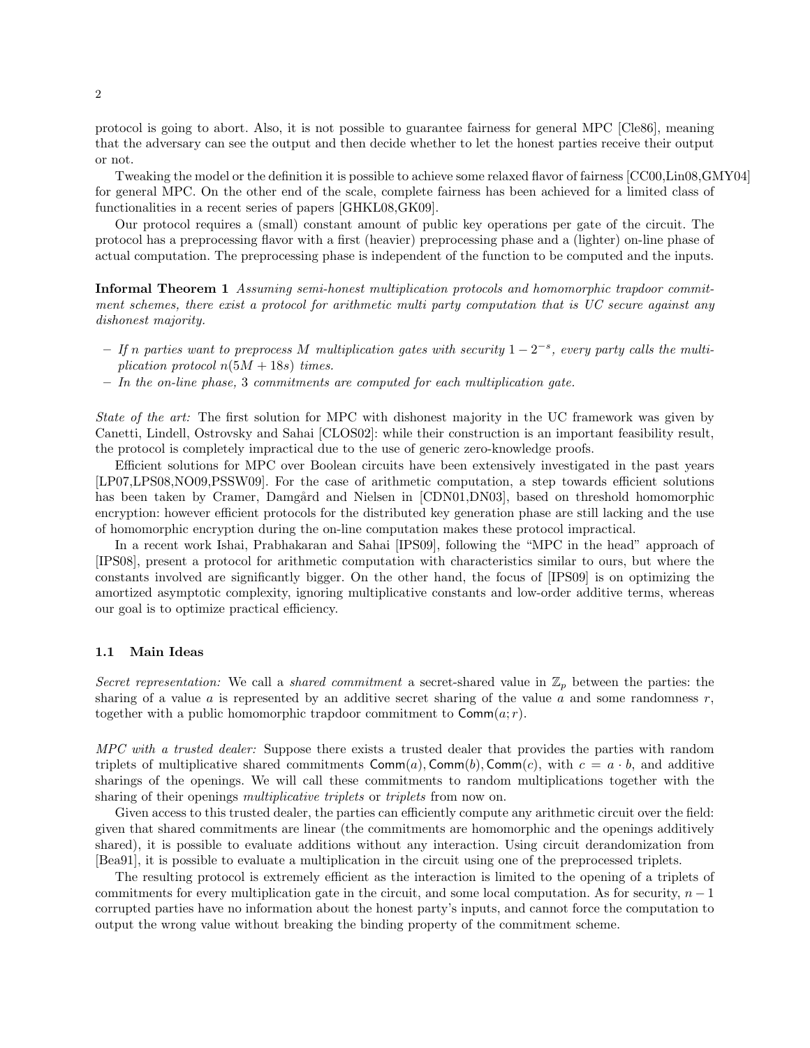protocol is going to abort. Also, it is not possible to guarantee fairness for general MPC [Cle86], meaning that the adversary can see the output and then decide whether to let the honest parties receive their output or not.

Tweaking the model or the definition it is possible to achieve some relaxed flavor of fairness [CC00,Lin08,GMY04] for general MPC. On the other end of the scale, complete fairness has been achieved for a limited class of functionalities in a recent series of papers [GHKL08,GK09].

Our protocol requires a (small) constant amount of public key operations per gate of the circuit. The protocol has a preprocessing flavor with a first (heavier) preprocessing phase and a (lighter) on-line phase of actual computation. The preprocessing phase is independent of the function to be computed and the inputs.

**Informal Theorem 1** *Assuming semi-honest multiplication protocols and homomorphic trapdoor commitment schemes, there exist a protocol for arithmetic multi party computation that is UC secure against any dishonest majority.*

- *If $n$ parties want to preprocess $M$ multiplication gates with security $1 - 2^{-s}$, every party calls the multiplication protocol $n(5M + 18s)$ times.*
- *In the on-line phase, 3 commitments are computed for each multiplication gate.*

*State of the art:* The first solution for MPC with dishonest majority in the UC framework was given by Canetti, Lindell, Ostrovsky and Sahai [CLOS02]: while their construction is an important feasibility result, the protocol is completely impractical due to the use of generic zero-knowledge proofs.

Efficient solutions for MPC over Boolean circuits have been extensively investigated in the past years [LP07,LPS08,NO09,PSSW09]. For the case of arithmetic computation, a step towards efficient solutions has been taken by Cramer, Damgård and Nielsen in [CDN01,DN03], based on threshold homomorphic encryption: however efficient protocols for the distributed key generation phase are still lacking and the use of homomorphic encryption during the on-line computation makes these protocol impractical.

In a recent work Ishai, Prabhakaran and Sahai [IPS09], following the "MPC in the head" approach of [IPS08], present a protocol for arithmetic computation with characteristics similar to ours, but where the constants involved are significantly bigger. On the other hand, the focus of [IPS09] is on optimizing the amortized asymptotic complexity, ignoring multiplicative constants and low-order additive terms, whereas our goal is to optimize practical efficiency.

### 1.1 Main Ideas

*Secret representation:* We call a *shared commitment* a secret-shared value in $\mathbb{Z}_p$ between the parties: the sharing of a value $a$ is represented by an additive secret sharing of the value $a$ and some randomness $r$, together with a public homomorphic trapdoor commitment to $\mathsf{Comm}(a; r)$.

*MPC with a trusted dealer:* Suppose there exists a trusted dealer that provides the parties with random triplets of multiplicative shared commitments $\mathsf{Comm}(a), \mathsf{Comm}(b), \mathsf{Comm}(c)$, with $c = a \cdot b$, and additive sharings of the openings. We will call these commitments to random multiplications together with the sharing of their openings *multiplicative triplets* or *triplets* from now on.

Given access to this trusted dealer, the parties can efficiently compute any arithmetic circuit over the field: given that shared commitments are linear (the commitments are homomorphic and the openings additively shared), it is possible to evaluate additions without any interaction. Using circuit derandomization from [Bea91], it is possible to evaluate a multiplication in the circuit using one of the preprocessed triplets.

The resulting protocol is extremely efficient as the interaction is limited to the opening of a triplets of commitments for every multiplication gate in the circuit, and some local computation. As for security, $n - 1$ corrupted parties have no information about the honest party's inputs, and cannot force the computation to output the wrong value without breaking the binding property of the commitment scheme.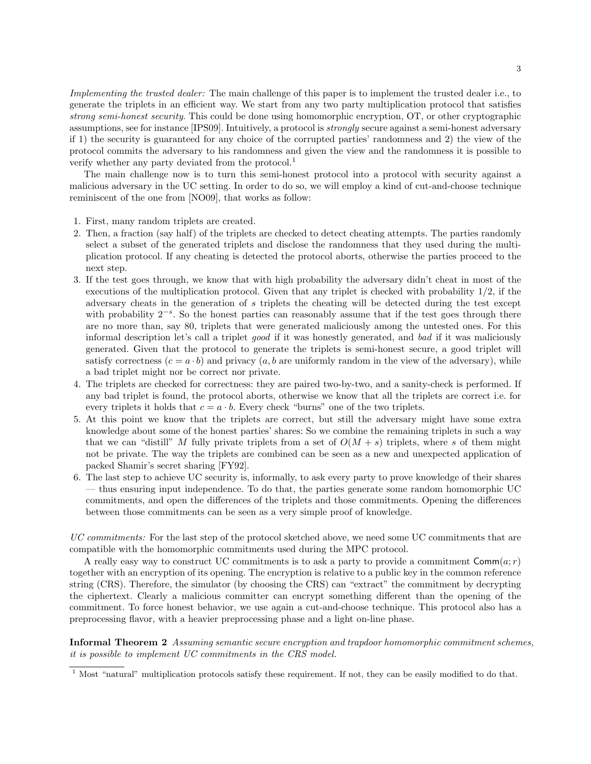*Implementing the trusted dealer:* The main challenge of this paper is to implement the trusted dealer i.e., to generate the triplets in an efficient way. We start from any two party multiplication protocol that satisfies *strong semi-honest security*. This could be done using homomorphic encryption, OT, or other cryptographic assumptions, see for instance [IPS09]. Intuitively, a protocol is *strongly* secure against a semi-honest adversary if 1) the security is guaranteed for any choice of the corrupted parties' randomness and 2) the view of the protocol commits the adversary to his randomness and given the view and the randomness it is possible to verify whether any party deviated from the protocol.[1]

The main challenge now is to turn this semi-honest protocol into a protocol with security against a malicious adversary in the UC setting. In order to do so, we will employ a kind of cut-and-choose technique reminiscent of the one from [NO09], that works as follow:

1. First, many random triplets are created.
2. Then, a fraction (say half) of the triplets are checked to detect cheating attempts. The parties randomly select a subset of the generated triplets and disclose the randomness that they used during the multiplication protocol. If any cheating is detected the protocol aborts, otherwise the parties proceed to the next step.
3. If the test goes through, we know that with high probability the adversary didn't cheat in most of the executions of the multiplication protocol. Given that any triplet is checked with probability $1/2$, if the adversary cheats in the generation of $s$ triplets the cheating will be detected during the test except with probability $2^{-s}$. So the honest parties can reasonably assume that if the test goes through there are no more than, say 80, triplets that were generated maliciously among the untested ones. For this informal description let's call a triplet *good* if it was honestly generated, and *bad* if it was maliciously generated. Given that the protocol to generate the triplets is semi-honest secure, a good triplet will satisfy correctness ($c = a \cdot b$) and privacy ($a, b$ are uniformly random in the view of the adversary), while a bad triplet might nor be correct nor private.
4. The triplets are checked for correctness: they are paired two-by-two, and a sanity-check is performed. If any bad triplet is found, the protocol aborts, otherwise we know that all the triplets are correct i.e. for every triplets it holds that $c = a \cdot b$. Every check "burns" one of the two triplets.
5. At this point we know that the triplets are correct, but still the adversary might have some extra knowledge about some of the honest parties' shares: So we combine the remaining triplets in such a way that we can "distill" $M$ fully private triplets from a set of $O(M + s)$ triplets, where $s$ of them might not be private. The way the triplets are combined can be seen as a new and unexpected application of packed Shamir's secret sharing [FY92].
6. The last step to achieve UC security is, informally, to ask every party to prove knowledge of their shares — thus ensuring input independence. To do that, the parties generate some random homomorphic UC commitments, and open the differences of the triplets and those commitments. Opening the differences between those commitments can be seen as a very simple proof of knowledge.

*UC commitments:* For the last step of the protocol sketched above, we need some UC commitments that are compatible with the homomorphic commitments used during the MPC protocol.

A really easy way to construct UC commitments is to ask a party to provide a commitment $\mathsf{Comm}(a; r)$ together with an encryption of its opening. The encryption is relative to a public key in the common reference string (CRS). Therefore, the simulator (by choosing the CRS) can "extract" the commitment by decrypting the ciphertext. Clearly a malicious committer can encrypt something different than the opening of the commitment. To force honest behavior, we use again a cut-and-choose technique. This protocol also has a preprocessing flavor, with a heavier preprocessing phase and a light on-line phase.

**Informal Theorem 2** *Assuming semantic secure encryption and trapdoor homomorphic commitment schemes, it is possible to implement UC commitments in the CRS model.*

[1] Most "natural" multiplication protocols satisfy these requirement. If not, they can be easily modified to do that.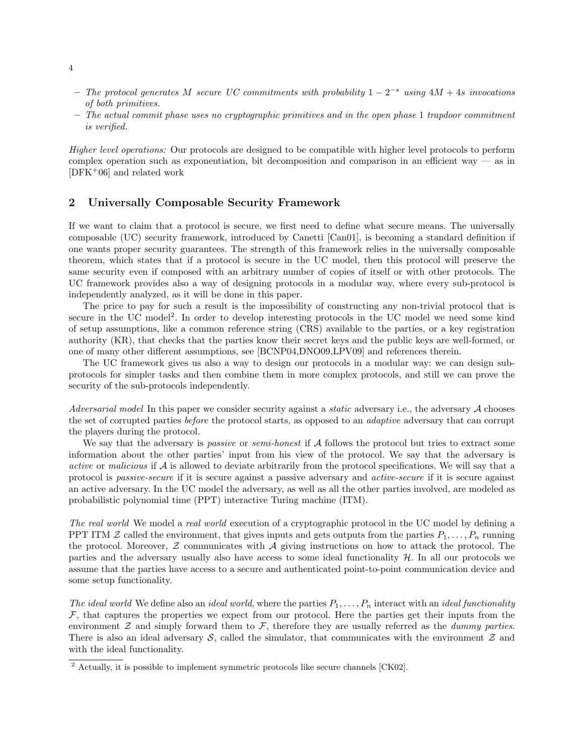- *The protocol generates $M$ secure UC commitments with probability $1 - 2^{-s}$ using $4M + 4s$ invocations of both primitives.*
- *The actual commit phase uses no cryptographic primitives and in the open phase 1 trapdoor commitment is verified.*

*Higher level operations:* Our protocols are designed to be compatible with higher level protocols to perform complex operation such as exponentiation, bit decomposition and comparison in an efficient way — as in [DFK+06] and related work

## 2 Universally Composable Security Framework

If we want to claim that a protocol is secure, we first need to define what secure means. The universally composable (UC) security framework, introduced by Canetti [Can01], is becoming a standard definition if one wants proper security guarantees. The strength of this framework relies in the universally composable theorem, which states that if a protocol is secure in the UC model, then this protocol will preserve the same security even if composed with an arbitrary number of copies of itself or with other protocols. The UC framework provides also a way of designing protocols in a modular way, where every sub-protocol is independently analyzed, as it will be done in this paper.

The price to pay for such a result is the impossibility of constructing any non-trivial protocol that is secure in the UC model[2]. In order to develop interesting protocols in the UC model we need some kind of setup assumptions, like a common reference string (CRS) available to the parties, or a key registration authority (KR), that checks that the parties know their secret keys and the public keys are well-formed, or one of many other different assumptions, see [BCNP04,DNO09,LPV09] and references therein.

The UC framework gives us also a way to design our protocols in a modular way: we can design sub-protocols for simpler tasks and then combine them in more complex protocols, and still we can prove the security of the sub-protocols independently.

*Adversarial model* In this paper we consider security against a *static* adversary i.e., the adversary $\mathcal{A}$ chooses the set of corrupted parties *before* the protocol starts, as opposed to an *adaptive* adversary that can corrupt the players during the protocol.

We say that the adversary is *passive* or *semi-honest* if $\mathcal{A}$ follows the protocol but tries to extract some information about the other parties' input from his view of the protocol. We say that the adversary is *active* or *malicious* if $\mathcal{A}$ is allowed to deviate arbitrarily from the protocol specifications. We will say that a protocol is *passive-secure* if it is secure against a passive adversary and *active-secure* if it is secure against an active adversary. In the UC model the adversary, as well as all the other parties involved, are modeled as probabilistic polynomial time (PPT) interactive Turing machine (ITM).

*The real world* We model a *real world* execution of a cryptographic protocol in the UC model by defining a PPT ITM $\mathcal{Z}$ called the environment, that gives inputs and gets outputs from the parties $P_1, \ldots, P_n$ running the protocol. Moreover, $\mathcal{Z}$ communicates with $\mathcal{A}$ giving instructions on how to attack the protocol. The parties and the adversary usually also have access to some ideal functionality $\mathcal{H}$. In all our protocols we assume that the parties have access to a secure and authenticated point-to-point communication device and some setup functionality.

*The ideal world* We define also an *ideal world*, where the parties $P_1, \ldots, P_n$ interact with an *ideal functionality* $\mathcal{F}$, that captures the properties we expect from our protocol. Here the parties get their inputs from the environment $\mathcal{Z}$ and simply forward them to $\mathcal{F}$, therefore they are usually referred as the *dummy parties*. There is also an ideal adversary $\mathcal{S}$, called the simulator, that communicates with the environment $\mathcal{Z}$ and with the ideal functionality.

[2] Actually, it is possible to implement symmetric protocols like secure channels [CK02].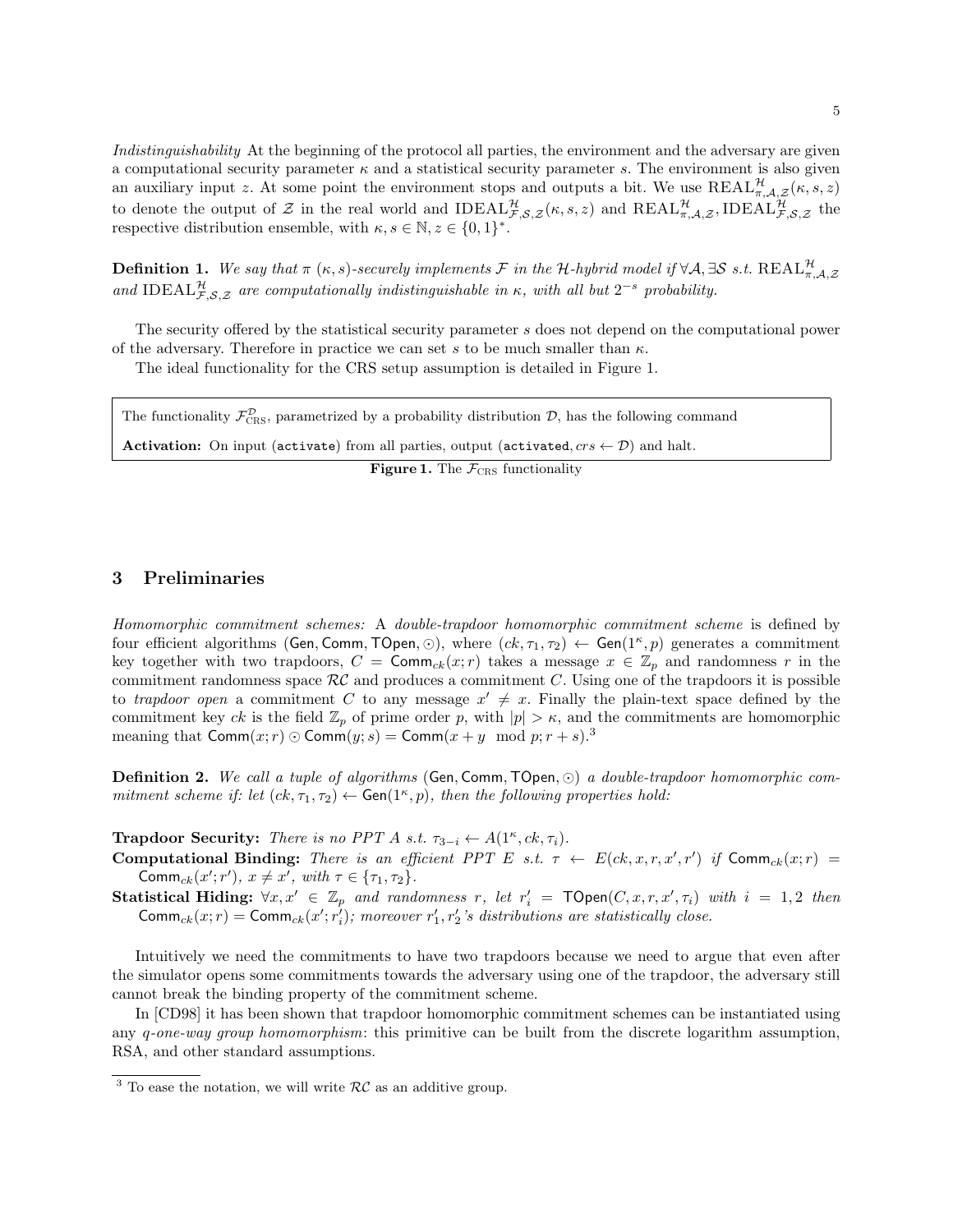*Indistinguishability* At the beginning of the protocol all parties, the environment and the adversary are given a computational security parameter $\kappa$ and a statistical security parameter $s$. The environment is also given an auxiliary input $z$. At some point the environment stops and outputs a bit. We use $\text{REAL}^{\mathcal{H}}_{\pi,\mathcal{A},\mathcal{Z}}(\kappa, s, z)$ to denote the output of $\mathcal{Z}$ in the real world and $\text{IDEAL}^{\mathcal{H}}_{\mathcal{F},\mathcal{S},\mathcal{Z}}(\kappa, s, z)$ and $\text{REAL}^{\mathcal{H}}_{\pi,\mathcal{A},\mathcal{Z}}, \text{IDEAL}^{\mathcal{H}}_{\mathcal{F},\mathcal{S},\mathcal{Z}}$ the respective distribution ensemble, with $\kappa, s \in \mathbb{N}, z \in \{0,1\}^*$.

**Definition 1.** *We say that $\pi$ $(\kappa, s)$-securely implements $\mathcal{F}$ in the $\mathcal{H}$-hybrid model if $\forall \mathcal{A}, \exists \mathcal{S}$ s.t. $\text{REAL}^{\mathcal{H}}_{\pi,\mathcal{A},\mathcal{Z}}$ and $\text{IDEAL}^{\mathcal{H}}_{\mathcal{F},\mathcal{S},\mathcal{Z}}$ are computationally indistinguishable in $\kappa$, with all but $2^{-s}$ probability.*

The security offered by the statistical security parameter $s$ does not depend on the computational power of the adversary. Therefore in practice we can set $s$ to be much smaller than $\kappa$.

The ideal functionality for the CRS setup assumption is detailed in Figure 1.

> The functionality $\mathcal{F}^{\mathcal{D}}_{\text{CRS}}$, parametrized by a probability distribution $\mathcal{D}$, has the following command
>
> **Activation:** On input (`activate`) from all parties, output (`activated`, $crs \leftarrow \mathcal{D}$) and halt.

**Figure 1.** The $\mathcal{F}_{\text{CRS}}$ functionality

## 3 Preliminaries

*Homomorphic commitment schemes:* A *double-trapdoor homomorphic commitment scheme* is defined by four efficient algorithms $(\mathsf{Gen}, \mathsf{Comm}, \mathsf{TOpen}, \odot)$, where $(ck, \tau_1, \tau_2) \leftarrow \mathsf{Gen}(1^\kappa, p)$ generates a commitment key together with two trapdoors, $C = \mathsf{Comm}_{ck}(x; r)$ takes a message $x \in \mathbb{Z}_p$ and randomness $r$ in the commitment randomness space $\mathcal{RC}$ and produces a commitment $C$. Using one of the trapdoors it is possible to *trapdoor open* a commitment $C$ to any message $x' \neq x$. Finally the plain-text space defined by the commitment key $ck$ is the field $\mathbb{Z}_p$ of prime order $p$, with $|p| > \kappa$, and the commitments are homomorphic meaning that $\mathsf{Comm}(x; r) \odot \mathsf{Comm}(y; s) = \mathsf{Comm}(x + y \mod p; r + s)$.[3]

**Definition 2.** *We call a tuple of algorithms $(\mathsf{Gen}, \mathsf{Comm}, \mathsf{TOpen}, \odot)$ a double-trapdoor homomorphic commitment scheme if: let $(ck, \tau_1, \tau_2) \leftarrow \mathsf{Gen}(1^\kappa, p)$, then the following properties hold:*

**Trapdoor Security:** *There is no PPT $A$ s.t. $\tau_{3-i} \leftarrow A(1^\kappa, ck, \tau_i)$.*

**Computational Binding:** *There is an efficient PPT $E$ s.t. $\tau \leftarrow E(ck, x, r, x', r')$ if $\mathsf{Comm}_{ck}(x; r) = \mathsf{Comm}_{ck}(x'; r')$, $x \neq x'$, with $\tau \in \{\tau_1, \tau_2\}$.*

**Statistical Hiding:** *$\forall x, x' \in \mathbb{Z}_p$ and randomness $r$, let $r'_i = \mathsf{TOpen}(C, x, r, x', \tau_i)$ with $i = 1, 2$ then $\mathsf{Comm}_{ck}(x; r) = \mathsf{Comm}_{ck}(x'; r'_i)$; moreover $r'_1, r'_2$'s distributions are statistically close.*

Intuitively we need the commitments to have two trapdoors because we need to argue that even after the simulator opens some commitments towards the adversary using one of the trapdoor, the adversary still cannot break the binding property of the commitment scheme.

In [CD98] it has been shown that trapdoor homomorphic commitment schemes can be instantiated using any *q-one-way group homomorphism*: this primitive can be built from the discrete logarithm assumption, RSA, and other standard assumptions.

[3] To ease the notation, we will write $\mathcal{RC}$ as an additive group.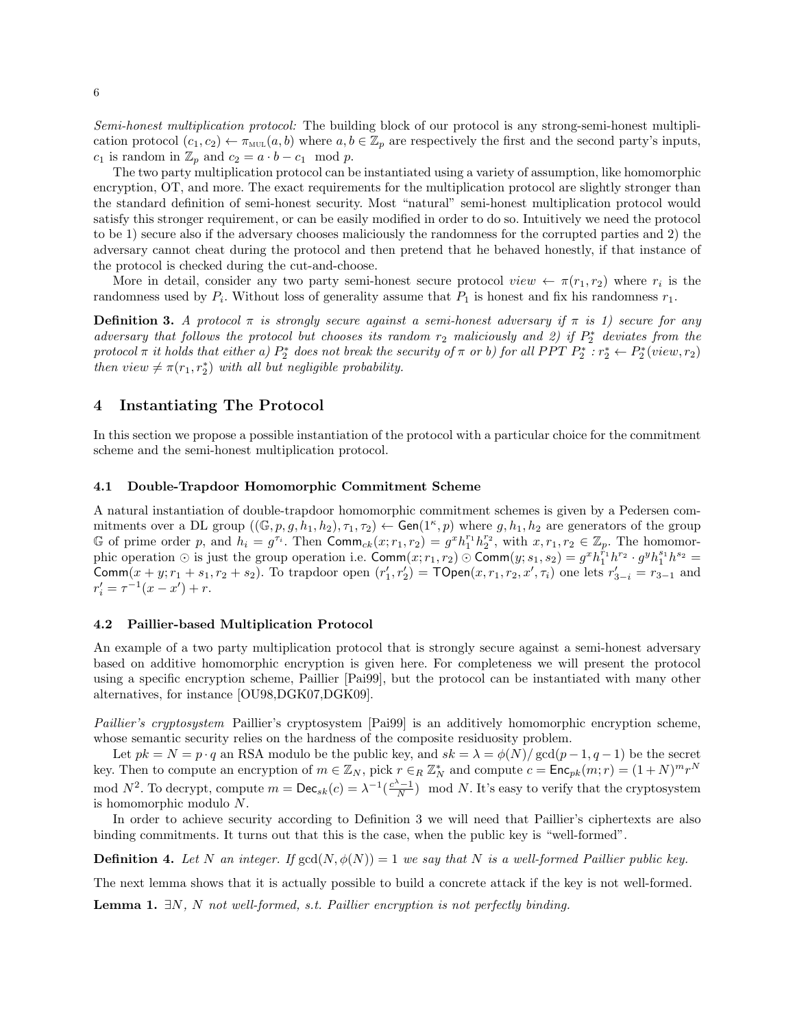*Semi-honest multiplication protocol:* The building block of our protocol is any strong-semi-honest multiplication protocol $(c_1, c_2) \leftarrow \pi_{\text{MUL}}(a, b)$ where $a, b \in \mathbb{Z}_p$ are respectively the first and the second party's inputs, $c_1$ is random in $\mathbb{Z}_p$ and $c_2 = a \cdot b - c_1 \mod p$.

The two party multiplication protocol can be instantiated using a variety of assumption, like homomorphic encryption, OT, and more. The exact requirements for the multiplication protocol are slightly stronger than the standard definition of semi-honest security. Most "natural" semi-honest multiplication protocol would satisfy this stronger requirement, or can be easily modified in order to do so. Intuitively we need the protocol to be 1) secure also if the adversary chooses maliciously the randomness for the corrupted parties and 2) the adversary cannot cheat during the protocol and then pretend that he behaved honestly, if that instance of the protocol is checked during the cut-and-choose.

More in detail, consider any two party semi-honest secure protocol $view \leftarrow \pi(r_1, r_2)$ where $r_i$ is the randomness used by $P_i$. Without loss of generality assume that $P_1$ is honest and fix his randomness $r_1$.

**Definition 3.** *A protocol $\pi$ is strongly secure against a semi-honest adversary if $\pi$ is 1) secure for any adversary that follows the protocol but chooses its random $r_2$ maliciously and 2) if $P_2^*$ deviates from the protocol $\pi$ it holds that either a) $P_2^*$ does not break the security of $\pi$ or b) for all PPT $P_2^* : r_2^* \leftarrow P_2^*(view, r_2)$ then $view \neq \pi(r_1, r_2^*)$ with all but negligible probability.*

## 4 Instantiating The Protocol

In this section we propose a possible instantiation of the protocol with a particular choice for the commitment scheme and the semi-honest multiplication protocol.

### 4.1 Double-Trapdoor Homomorphic Commitment Scheme

A natural instantiation of double-trapdoor homomorphic commitment schemes is given by a Pedersen commitments over a DL group $((\mathbb{G}, p, g, h_1, h_2), \tau_1, \tau_2) \leftarrow \mathsf{Gen}(1^\kappa, p)$ where $g, h_1, h_2$ are generators of the group $\mathbb{G}$ of prime order $p$, and $h_i = g^{\tau_i}$. Then $\mathsf{Comm}_{ck}(x; r_1, r_2) = g^x h_1^{r_1} h_2^{r_2}$, with $x, r_1, r_2 \in \mathbb{Z}_p$. The homomorphic operation $\odot$ is just the group operation i.e. $\mathsf{Comm}(x; r_1, r_2) \odot \mathsf{Comm}(y; s_1, s_2) = g^x h_1^{r_1} h^{r_2} \cdot g^y h_1^{s_1} h^{s_2} = \mathsf{Comm}(x + y; r_1 + s_1, r_2 + s_2)$. To trapdoor open $(r_1', r_2') = \mathsf{TOpen}(x, r_1, r_2, x', \tau_i)$ one lets $r_{3-i}' = r_{3-1}$ and $r_i' = \tau^{-1}(x - x') + r$.

### 4.2 Paillier-based Multiplication Protocol

An example of a two party multiplication protocol that is strongly secure against a semi-honest adversary based on additive homomorphic encryption is given here. For completeness we will present the protocol using a specific encryption scheme, Paillier [Pai99], but the protocol can be instantiated with many other alternatives, for instance [OU98,DGK07,DGK09].

*Paillier's cryptosystem* Paillier's cryptosystem [Pai99] is an additively homomorphic encryption scheme, whose semantic security relies on the hardness of the composite residuosity problem.

Let $pk = N = p \cdot q$ an RSA modulo be the public key, and $sk = \lambda = \phi(N)/\gcd(p-1, q-1)$ be the secret key. Then to compute an encryption of $m \in \mathbb{Z}_N$, pick $r \in_R \mathbb{Z}_N^*$ and compute $c = \mathsf{Enc}_{pk}(m; r) = (1+N)^m r^N \mod N^2$. To decrypt, compute $m = \mathsf{Dec}_{sk}(c) = \lambda^{-1}(\frac{c^\lambda - 1}{N}) \mod N$. It's easy to verify that the cryptosystem is homomorphic modulo $N$.

In order to achieve security according to Definition 3 we will need that Paillier's ciphertexts are also binding commitments. It turns out that this is the case, when the public key is "well-formed".

**Definition 4.** *Let $N$ an integer. If $\gcd(N, \phi(N)) = 1$ we say that $N$ is a well-formed Paillier public key.*

The next lemma shows that it is actually possible to build a concrete attack if the key is not well-formed.

**Lemma 1.** *$\exists N$, $N$ not well-formed, s.t. Paillier encryption is not perfectly binding.*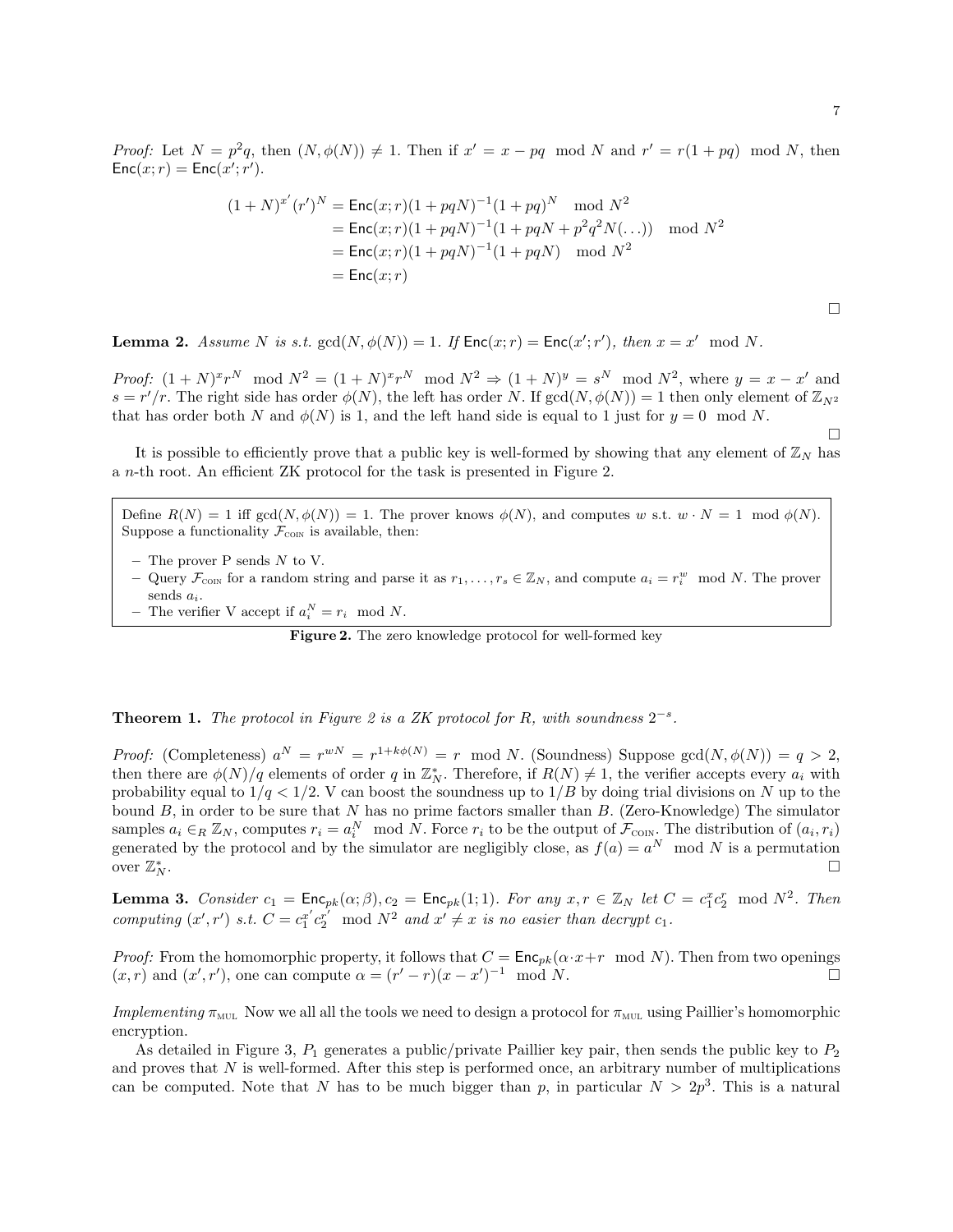*Proof:* Let $N = p^2 q$, then $(N, \phi(N)) \neq 1$. Then if $x' = x - pq \mod N$ and $r' = r(1+pq) \mod N$, then $\mathsf{Enc}(x;r) = \mathsf{Enc}(x';r')$.

$$
\begin{aligned}
(1+N)^{x'}(r')^N &= \mathsf{Enc}(x;r)(1+pqN)^{-1}(1+pq)^N \mod N^2 \\
&= \mathsf{Enc}(x;r)(1+pqN)^{-1}(1+pqN+p^2q^2N(\ldots)) \mod N^2 \\
&= \mathsf{Enc}(x;r)(1+pqN)^{-1}(1+pqN) \mod N^2 \\
&= \mathsf{Enc}(x;r)
\end{aligned}
$$

□

**Lemma 2.** *Assume $N$ is s.t. $\gcd(N, \phi(N)) = 1$. If $\mathsf{Enc}(x;r) = \mathsf{Enc}(x';r')$, then $x = x' \mod N$.*

*Proof:* $(1+N)^x r^N \mod N^2 = (1+N)^x r^N \mod N^2 \Rightarrow (1+N)^y = s^N \mod N^2$, where $y = x - x'$ and $s = r'/r$. The right side has order $\phi(N)$, the left has order $N$. If $\gcd(N, \phi(N)) = 1$ then only element of $\mathbb{Z}_{N^2}$ that has order both $N$ and $\phi(N)$ is 1, and the left hand side is equal to 1 just for $y = 0 \mod N$.

□

It is possible to efficiently prove that a public key is well-formed by showing that any element of $\mathbb{Z}_N$ has a $n$-th root. An efficient ZK protocol for the task is presented in Figure 2.

Define $R(N) = 1$ iff $\gcd(N, \phi(N)) = 1$. The prover knows $\phi(N)$, and computes $w$ s.t. $w \cdot N = 1 \mod \phi(N)$. Suppose a functionality $\mathcal{F}_{\text{COIN}}$ is available, then:

- The prover P sends $N$ to V.
- Query $\mathcal{F}_{\text{COIN}}$ for a random string and parse it as $r_1, \ldots, r_s \in \mathbb{Z}_N$, and compute $a_i = r_i^w \mod N$. The prover sends $a_i$.
- The verifier V accept if $a_i^N = r_i \mod N$.

**Figure 2.** The zero knowledge protocol for well-formed key

**Theorem 1.** *The protocol in Figure 2 is a ZK protocol for $R$, with soundness $2^{-s}$.*

*Proof:* (Completeness) $a^N = r^{wN} = r^{1+k\phi(N)} = r \mod N$. (Soundness) Suppose $\gcd(N, \phi(N)) = q > 2$, then there are $\phi(N)/q$ elements of order $q$ in $\mathbb{Z}_N^*$. Therefore, if $R(N) \neq 1$, the verifier accepts every $a_i$ with probability equal to $1/q < 1/2$. V can boost the soundness up to $1/B$ by doing trial divisions on $N$ up to the bound $B$, in order to be sure that $N$ has no prime factors smaller than $B$. (Zero-Knowledge) The simulator samples $a_i \in_R \mathbb{Z}_N$, computes $r_i = a_i^N \mod N$. Force $r_i$ to be the output of $\mathcal{F}_{\text{COIN}}$. The distribution of $(a_i, r_i)$ generated by the protocol and by the simulator are negligibly close, as $f(a) = a^N \mod N$ is a permutation over $\mathbb{Z}_N^*$. □

**Lemma 3.** *Consider $c_1 = \mathsf{Enc}_{pk}(\alpha;\beta), c_2 = \mathsf{Enc}_{pk}(1;1)$. For any $x, r \in \mathbb{Z}_N$ let $C = c_1^x c_2^r \mod N^2$. Then computing $(x', r')$ s.t. $C = c_1^{x'} c_2^{r'} \mod N^2$ and $x' \neq x$ is no easier than decrypt $c_1$.*

*Proof:* From the homomorphic property, it follows that $C = \mathsf{Enc}_{pk}(\alpha \cdot x + r \mod N)$. Then from two openings $(x, r)$ and $(x', r')$, one can compute $\alpha = (r' - r)(x - x')^{-1} \mod N$. □

*Implementing $\pi_{\text{MUL}}$* Now we all all the tools we need to design a protocol for $\pi_{\text{MUL}}$ using Paillier's homomorphic encryption.

As detailed in Figure 3, $P_1$ generates a public/private Paillier key pair, then sends the public key to $P_2$ and proves that $N$ is well-formed. After this step is performed once, an arbitrary number of multiplications can be computed. Note that $N$ has to be much bigger than $p$, in particular $N > 2p^3$. This is a natural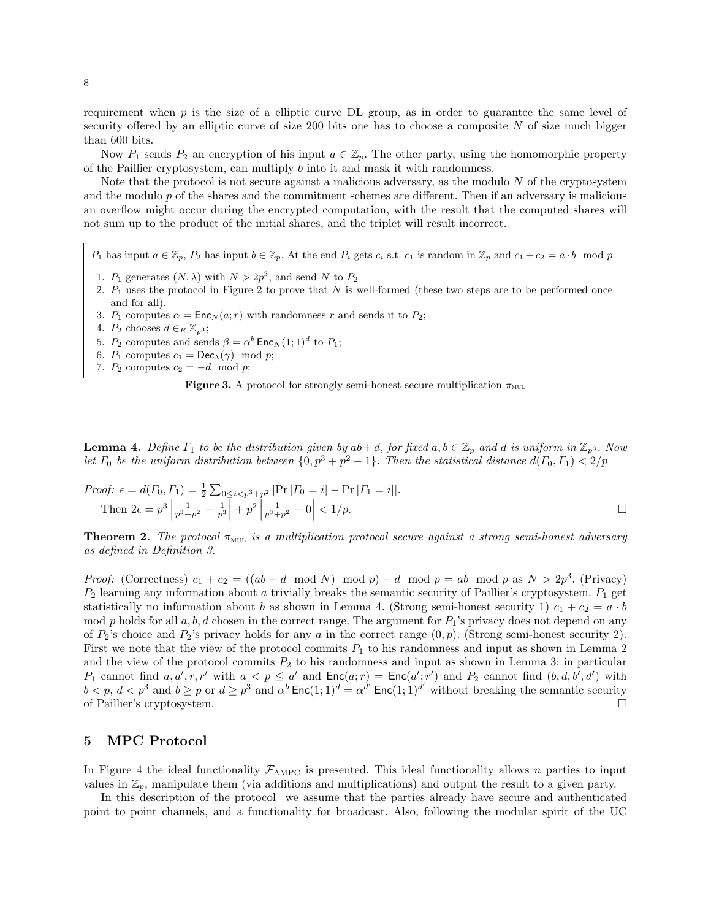requirement when $p$ is the size of a elliptic curve DL group, as in order to guarantee the same level of security offered by an elliptic curve of size 200 bits one has to choose a composite $N$ of size much bigger than 600 bits.

Now $P_1$ sends $P_2$ an encryption of his input $a \in \mathbb{Z}_p$. The other party, using the homomorphic property of the Paillier cryptosystem, can multiply $b$ into it and mask it with randomness.

Note that the protocol is not secure against a malicious adversary, as the modulo $N$ of the cryptosystem and the modulo $p$ of the shares and the commitment schemes are different. Then if an adversary is malicious an overflow might occur during the encrypted computation, with the result that the computed shares will not sum up to the product of the initial shares, and the triplet will result incorrect.

> $P_1$ has input $a \in \mathbb{Z}_p$, $P_2$ has input $b \in \mathbb{Z}_p$. At the end $P_i$ gets $c_i$ s.t. $c_1$ is random in $\mathbb{Z}_p$ and $c_1 + c_2 = a \cdot b \mod p$
>
> 1. $P_1$ generates $(N, \lambda)$ with $N > 2p^3$, and send $N$ to $P_2$
> 2. $P_1$ uses the protocol in Figure 2 to prove that $N$ is well-formed (these two steps are to be performed once and for all).
> 3. $P_1$ computes $\alpha = \mathsf{Enc}_N(a; r)$ with randomness $r$ and sends it to $P_2$;
> 4. $P_2$ chooses $d \in_R \mathbb{Z}_{p^3}$;
> 5. $P_2$ computes and sends $\beta = \alpha^b \, \mathsf{Enc}_N(1; 1)^d$ to $P_1$;
> 6. $P_1$ computes $c_1 = \mathsf{Dec}_\lambda(\gamma) \mod p$;
> 7. $P_2$ computes $c_2 = -d \mod p$;

**Figure 3.** A protocol for strongly semi-honest secure multiplication $\pi_{\text{MUL}}$

**Lemma 4.** *Define $\Gamma_1$ to be the distribution given by $ab+d$, for fixed $a, b \in \mathbb{Z}_p$ and $d$ is uniform in $\mathbb{Z}_{p^3}$. Now let $\Gamma_0$ be the uniform distribution between $\{0, p^3 + p^2 - 1\}$. Then the statistical distance $d(\Gamma_0, \Gamma_1) < 2/p$*

*Proof:* $\epsilon = d(\Gamma_0, \Gamma_1) = \frac{1}{2} \sum_{0 \le i < p^3 + p^2} |\Pr[\Gamma_0 = i] - \Pr[\Gamma_1 = i]|$.
Then $2\epsilon = p^3 \left| \frac{1}{p^3+p^2} - \frac{1}{p^3} \right| + p^2 \left| \frac{1}{p^3+p^2} - 0 \right| < 1/p$. □

**Theorem 2.** *The protocol $\pi_{\text{MUL}}$ is a multiplication protocol secure against a strong semi-honest adversary as defined in Definition 3.*

*Proof:* (Correctness) $c_1 + c_2 = ((ab + d \mod N) \mod p) - d \mod p = ab \mod p$ as $N > 2p^3$. (Privacy) $P_2$ learning any information about $a$ trivially breaks the semantic security of Paillier's cryptosystem. $P_1$ get statistically no information about $b$ as shown in Lemma 4. (Strong semi-honest security 1) $c_1 + c_2 = a \cdot b \mod p$ holds for all $a, b, d$ chosen in the correct range. The argument for $P_1$'s privacy does not depend on any of $P_2$'s choice and $P_2$'s privacy holds for any $a$ in the correct range $(0, p)$. (Strong semi-honest security 2). First we note that the view of the protocol commits $P_1$ to his randomness and input as shown in Lemma 2 and the view of the protocol commits $P_2$ to his randomness and input as shown in Lemma 3: in particular $P_1$ cannot find $a, a', r, r'$ with $a < p \le a'$ and $\mathsf{Enc}(a; r) = \mathsf{Enc}(a'; r')$ and $P_2$ cannot find $(b, d, b', d')$ with $b < p$, $d < p^3$ and $b \ge p$ or $d \ge p^3$ and $\alpha^b \, \mathsf{Enc}(1; 1)^d = \alpha^{d'} \, \mathsf{Enc}(1; 1)^{d'}$ without breaking the semantic security of Paillier's cryptosystem. □

## 5 MPC Protocol

In Figure 4 the ideal functionality $\mathcal{F}_{\text{AMPC}}$ is presented. This ideal functionality allows $n$ parties to input values in $\mathbb{Z}_p$, manipulate them (via additions and multiplications) and output the result to a given party.

In this description of the protocol we assume that the parties already have secure and authenticated point to point channels, and a functionality for broadcast. Also, following the modular spirit of the UC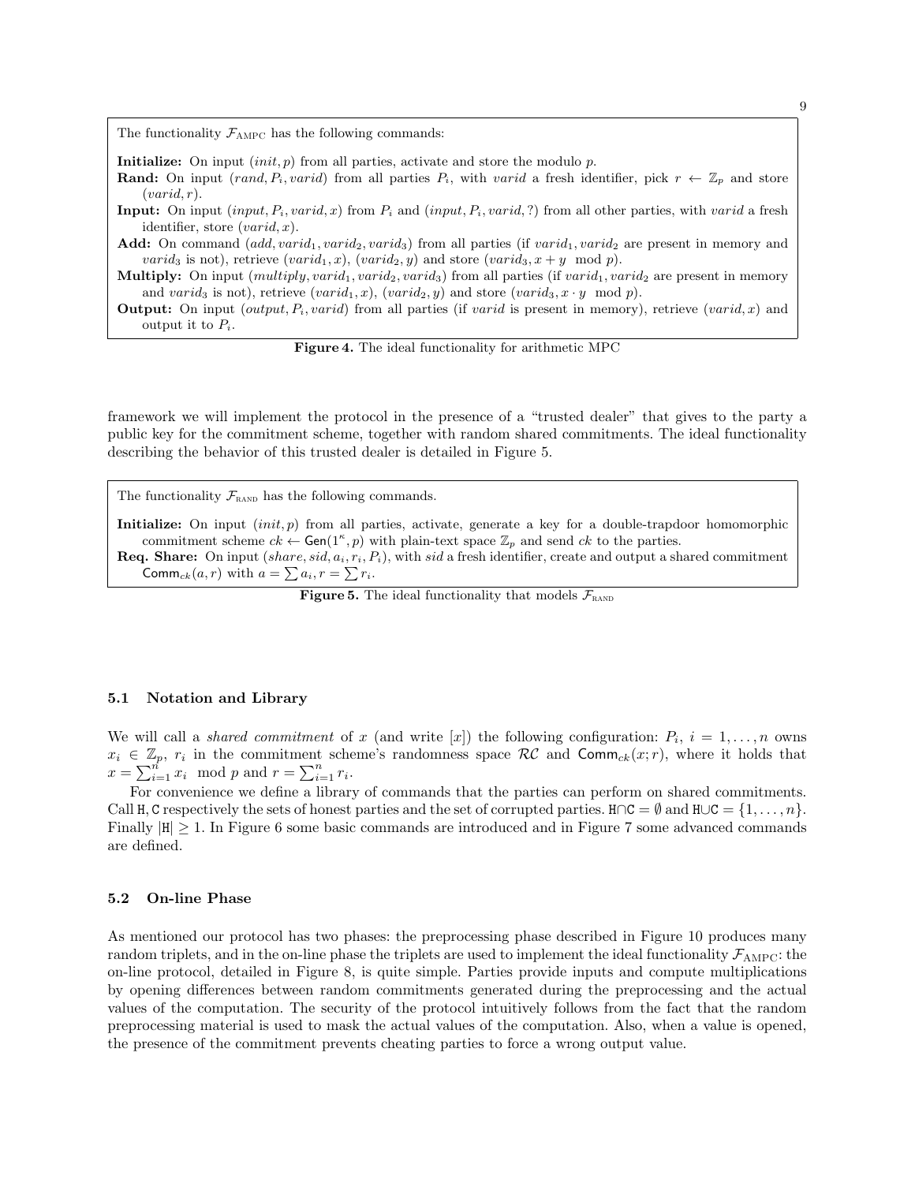The functionality $\mathcal{F}_{\text{AMPC}}$ has the following commands:

**Initialize:** On input $(init, p)$ from all parties, activate and store the modulo $p$.

**Rand:** On input $(rand, P_i, varid)$ from all parties $P_i$, with $varid$ a fresh identifier, pick $r \leftarrow \mathbb{Z}_p$ and store $(varid, r)$.

**Input:** On input $(input, P_i, varid, x)$ from $P_i$ and $(input, P_i, varid, ?)$ from all other parties, with $varid$ a fresh identifier, store $(varid, x)$.

**Add:** On command $(add, varid_1, varid_2, varid_3)$ from all parties (if $varid_1, varid_2$ are present in memory and $varid_3$ is not), retrieve $(varid_1, x)$, $(varid_2, y)$ and store $(varid_3, x + y \mod p)$.

**Multiply:** On input $(multiply, varid_1, varid_2, varid_3)$ from all parties (if $varid_1, varid_2$ are present in memory and $varid_3$ is not), retrieve $(varid_1, x)$, $(varid_2, y)$ and store $(varid_3, x \cdot y \mod p)$.

**Output:** On input $(output, P_i, varid)$ from all parties (if $varid$ is present in memory), retrieve $(varid, x)$ and output it to $P_i$.

**Figure 4.** The ideal functionality for arithmetic MPC

framework we will implement the protocol in the presence of a "trusted dealer" that gives to the party a public key for the commitment scheme, together with random shared commitments. The ideal functionality describing the behavior of this trusted dealer is detailed in Figure 5.

The functionality $\mathcal{F}_{\text{RAND}}$ has the following commands.

**Initialize:** On input $(init, p)$ from all parties, activate, generate a key for a double-trapdoor homomorphic commitment scheme $ck \leftarrow \mathsf{Gen}(1^\kappa, p)$ with plain-text space $\mathbb{Z}_p$ and send $ck$ to the parties.

**Req. Share:** On input $(share, sid, a_i, r_i, P_i)$, with $sid$ a fresh identifier, create and output a shared commitment $\mathsf{Comm}_{ck}(a, r)$ with $a = \sum a_i, r = \sum r_i$.

**Figure 5.** The ideal functionality that models $\mathcal{F}_{\text{RAND}}$

### 5.1 Notation and Library

We will call a *shared commitment* of $x$ (and write $[x]$) the following configuration: $P_i$, $i = 1, \ldots, n$ owns $x_i \in \mathbb{Z}_p$, $r_i$ in the commitment scheme's randomness space $\mathcal{RC}$ and $\mathsf{Comm}_{ck}(x; r)$, where it holds that $x = \sum_{i=1}^{n} x_i \mod p$ and $r = \sum_{i=1}^{n} r_i$.

For convenience we define a library of commands that the parties can perform on shared commitments. Call $\mathtt{H}, \mathtt{C}$ respectively the sets of honest parties and the set of corrupted parties. $\mathtt{H} \cap \mathtt{C} = \emptyset$ and $\mathtt{H} \cup \mathtt{C} = \{1, \ldots, n\}$. Finally $|\mathtt{H}| \geq 1$. In Figure 6 some basic commands are introduced and in Figure 7 some advanced commands are defined.

### 5.2 On-line Phase

As mentioned our protocol has two phases: the preprocessing phase described in Figure 10 produces many random triplets, and in the on-line phase the triplets are used to implement the ideal functionality $\mathcal{F}_{\text{AMPC}}$: the on-line protocol, detailed in Figure 8, is quite simple. Parties provide inputs and compute multiplications by opening differences between random commitments generated during the preprocessing and the actual values of the computation. The security of the protocol intuitively follows from the fact that the random preprocessing material is used to mask the actual values of the computation. Also, when a value is opened, the presence of the commitment prevents cheating parties to force a wrong output value.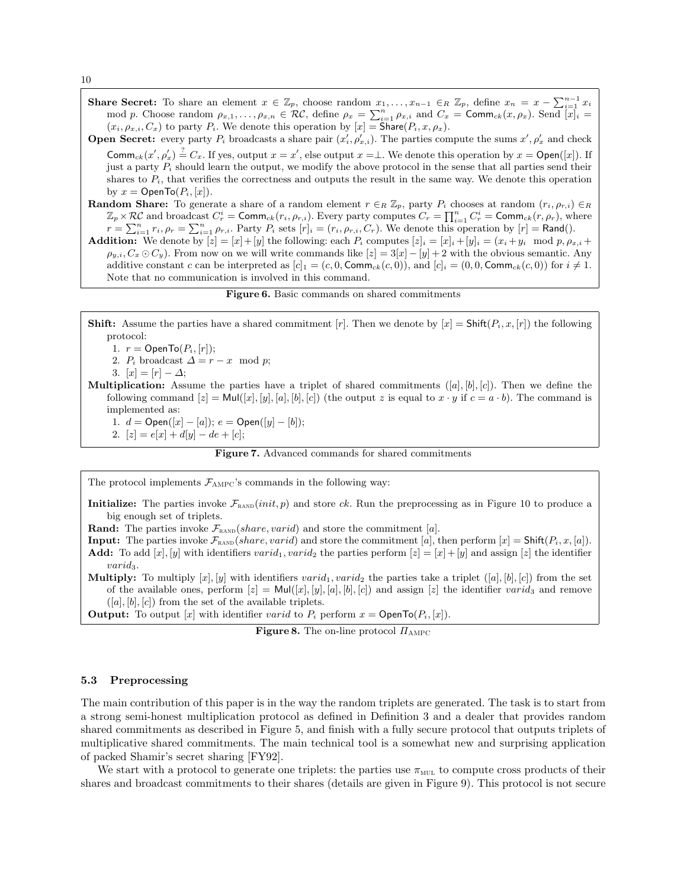**Share Secret:** To share an element $x \in \mathbb{Z}_p$, choose random $x_1, \ldots, x_{n-1} \in_R \mathbb{Z}_p$, define $x_n = x - \sum_{i=1}^{n-1} x_i \mod p$. Choose random $\rho_{x,1}, \ldots, \rho_{x,n} \in \mathcal{RC}$, define $\rho_x = \sum_{i=1}^{n} \rho_{x,i}$ and $C_x = \mathsf{Comm}_{ck}(x, \rho_x)$. Send $[x]_i = (x_i, \rho_{x,i}, C_x)$ to party $P_i$. We denote this operation by $[x] = \mathsf{Share}(P_i, x, \rho_x)$.

**Open Secret:** every party $P_i$ broadcasts a share pair $(x'_i, \rho'_{x,i})$. The parties compute the sums $x', \rho'_x$ and check $\mathsf{Comm}_{ck}(x', \rho'_x) \stackrel{?}{=} C_x$. If yes, output $x = x'$, else output $x = \perp$. We denote this operation by $x = \mathsf{Open}([x])$. If just a party $P_i$ should learn the output, we modify the above protocol in the sense that all parties send their shares to $P_i$, that verifies the correctness and outputs the result in the same way. We denote this operation by $x = \mathsf{OpenTo}(P_i, [x])$.

**Random Share:** To generate a share of a random element $r \in_R \mathbb{Z}_p$, party $P_i$ chooses at random $(r_i, \rho_{r,i}) \in_R \mathbb{Z}_p \times \mathcal{RC}$ and broadcast $C_r^i = \mathsf{Comm}_{ck}(r_i, \rho_{r,i})$. Every party computes $C_r = \prod_{i=1}^{n} C_r^i = \mathsf{Comm}_{ck}(r, \rho_r)$, where $r = \sum_{i=1}^{n} r_i, \rho_r = \sum_{i=1}^{n} \rho_{r,i}$. Party $P_i$ sets $[r]_i = (r_i, \rho_{r,i}, C_r)$. We denote this operation by $[r] = \mathsf{Rand}()$.

**Addition:** We denote by $[z] = [x] + [y]$ the following: each $P_i$ computes $[z]_i = [x]_i + [y]_i = (x_i + y_i \mod p, \rho_{x,i} + \rho_{y,i}, C_x \odot C_y)$. From now on we will write commands like $[z] = 3[x] - [y] + 2$ with the obvious semantic. Any additive constant $c$ can be interpreted as $[c]_1 = (c, 0, \mathsf{Comm}_{ck}(c, 0))$, and $[c]_i = (0, 0, \mathsf{Comm}_{ck}(c, 0))$ for $i \neq 1$. Note that no communication is involved in this command.

**Figure 6.** Basic commands on shared commitments

**Shift:** Assume the parties have a shared commitment $[r]$. Then we denote by $[x] = \mathsf{Shift}(P_i, x, [r])$ the following protocol:

1. $r = \mathsf{OpenTo}(P_i, [r])$;
2. $P_i$ broadcast $\Delta = r - x \mod p$;
3. $[x] = [r] - \Delta$;

**Multiplication:** Assume the parties have a triplet of shared commitments $([a], [b], [c])$. Then we define the following command $[z] = \mathsf{Mul}([x], [y], [a], [b], [c])$ (the output $z$ is equal to $x \cdot y$ if $c = a \cdot b$). The command is implemented as:

1. $d = \mathsf{Open}([x] - [a])$; $e = \mathsf{Open}([y] - [b])$;
2. $[z] = e[x] + d[y] - de + [c]$;

**Figure 7.** Advanced commands for shared commitments

The protocol implements $\mathcal{F}_{\text{AMPC}}$'s commands in the following way:

**Initialize:** The parties invoke $\mathcal{F}_{\text{RAND}}(init, p)$ and store $ck$. Run the preprocessing as in Figure 10 to produce a big enough set of triplets.

**Rand:** The parties invoke $\mathcal{F}_{\text{RAND}}(share, varid)$ and store the commitment $[a]$.

**Input:** The parties invoke $\mathcal{F}_{\text{RAND}}(share, varid)$ and store the commitment $[a]$, then perform $[x] = \mathsf{Shift}(P_i, x, [a])$.

**Add:** To add $[x], [y]$ with identifiers $varid_1, varid_2$ the parties perform $[z] = [x] + [y]$ and assign $[z]$ the identifier $varid_3$.

**Multiply:** To multiply $[x], [y]$ with identifiers $varid_1, varid_2$ the parties take a triplet $([a], [b], [c])$ from the set of the available ones, perform $[z] = \mathsf{Mul}([x], [y], [a], [b], [c])$ and assign $[z]$ the identifier $varid_3$ and remove $([a], [b], [c])$ from the set of the available triplets.

**Output:** To output $[x]$ with identifier $varid$ to $P_i$ perform $x = \mathsf{OpenTo}(P_i, [x])$.

**Figure 8.** The on-line protocol $\Pi_{\text{AMPC}}$

### 5.3 Preprocessing

The main contribution of this paper is in the way the random triplets are generated. The task is to start from a strong semi-honest multiplication protocol as defined in Definition 3 and a dealer that provides random shared commitments as described in Figure 5, and finish with a fully secure protocol that outputs triplets of multiplicative shared commitments. The main technical tool is a somewhat new and surprising application of packed Shamir's secret sharing [FY92].

We start with a protocol to generate one triplets: the parties use $\pi_{\text{MUL}}$ to compute cross products of their shares and broadcast commitments to their shares (details are given in Figure 9). This protocol is not secure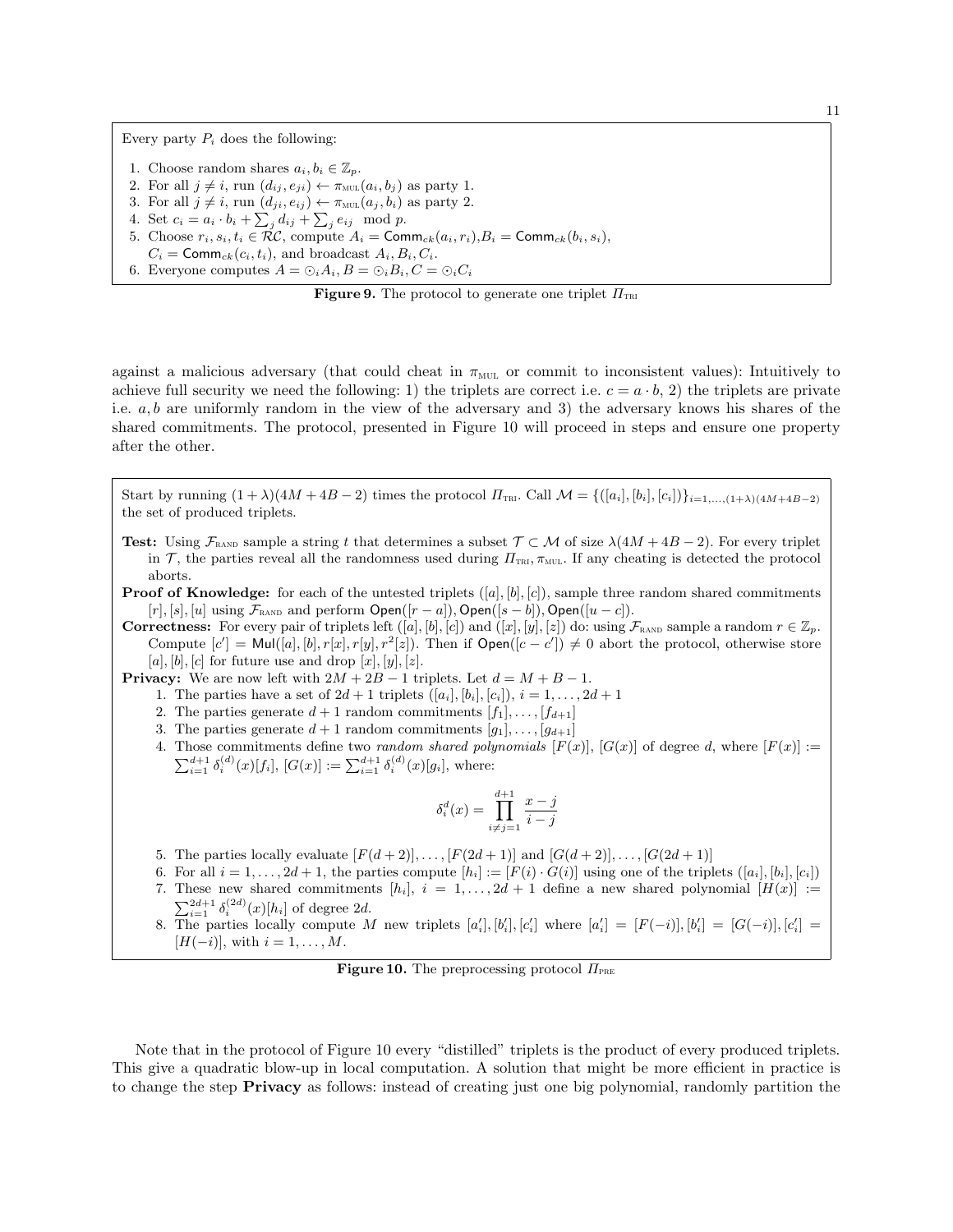Every party $P_i$ does the following:

1. Choose random shares $a_i, b_i \in \mathbb{Z}_p$.
2. For all $j \neq i$, run $(d_{ij}, e_{ji}) \leftarrow \pi_{\text{MUL}}(a_i, b_j)$ as party 1.
3. For all $j \neq i$, run $(d_{ji}, e_{ij}) \leftarrow \pi_{\text{MUL}}(a_j, b_i)$ as party 2.
4. Set $c_i = a_i \cdot b_i + \sum_j d_{ij} + \sum_j e_{ij} \mod p$.
5. Choose $r_i, s_i, t_i \in \mathcal{RC}$, compute $A_i = \mathsf{Comm}_{ck}(a_i, r_i)$, $B_i = \mathsf{Comm}_{ck}(b_i, s_i)$, $C_i = \mathsf{Comm}_{ck}(c_i, t_i)$, and broadcast $A_i, B_i, C_i$.
6. Everyone computes $A = \odot_i A_i, B = \odot_i B_i, C = \odot_i C_i$

**Figure 9.** The protocol to generate one triplet $\Pi_{\text{TRI}}$

against a malicious adversary (that could cheat in $\pi_{\text{MUL}}$ or commit to inconsistent values): Intuitively to achieve full security we need the following: 1) the triplets are correct i.e. $c = a \cdot b$, 2) the triplets are private i.e. $a, b$ are uniformly random in the view of the adversary and 3) the adversary knows his shares of the shared commitments. The protocol, presented in Figure 10 will proceed in steps and ensure one property after the other.

Start by running $(1+\lambda)(4M+4B-2)$ times the protocol $\Pi_{\text{TRI}}$. Call $\mathcal{M} = \{([a_i], [b_i], [c_i])\}_{i=1,\ldots,(1+\lambda)(4M+4B-2)}$ the set of produced triplets.

**Test:** Using $\mathcal{F}_{\text{RAND}}$ sample a string $t$ that determines a subset $\mathcal{T} \subset \mathcal{M}$ of size $\lambda(4M+4B-2)$. For every triplet in $\mathcal{T}$, the parties reveal all the randomness used during $\Pi_{\text{TRI}}, \pi_{\text{MUL}}$. If any cheating is detected the protocol aborts.

**Proof of Knowledge:** for each of the untested triplets $([a], [b], [c])$, sample three random shared commitments $[r], [s], [u]$ using $\mathcal{F}_{\text{RAND}}$ and perform $\mathsf{Open}([r-a]), \mathsf{Open}([s-b]), \mathsf{Open}([u-c])$.

**Correctness:** For every pair of triplets left $([a], [b], [c])$ and $([x], [y], [z])$ do: using $\mathcal{F}_{\text{RAND}}$ sample a random $r \in \mathbb{Z}_p$. Compute $[c'] = \mathsf{Mul}([a], [b], r[x], r[y], r^2[z])$. Then if $\mathsf{Open}([c-c']) \neq 0$ abort the protocol, otherwise store $[a], [b], [c]$ for future use and drop $[x], [y], [z]$.

**Privacy:** We are now left with $2M + 2B - 1$ triplets. Let $d = M + B - 1$.

1. The parties have a set of $2d+1$ triplets $([a_i], [b_i], [c_i])$, $i = 1, \ldots, 2d+1$
2. The parties generate $d+1$ random commitments $[f_1], \ldots, [f_{d+1}]$
3. The parties generate $d+1$ random commitments $[g_1], \ldots, [g_{d+1}]$
4. Those commitments define two *random shared polynomials* $[F(x)], [G(x)]$ of degree $d$, where $[F(x)] := \sum_{i=1}^{d+1} \delta_i^{(d)}(x)[f_i]$, $[G(x)] := \sum_{i=1}^{d+1} \delta_i^{(d)}(x)[g_i]$, where:
$$\delta_i^d(x) = \prod_{i \neq j = 1}^{d+1} \frac{x-j}{i-j}$$
5. The parties locally evaluate $[F(d+2)], \ldots, [F(2d+1)]$ and $[G(d+2)], \ldots, [G(2d+1)]$
6. For all $i = 1, \ldots, 2d+1$, the parties compute $[h_i] := [F(i) \cdot G(i)]$ using one of the triplets $([a_i], [b_i], [c_i])$
7. These new shared commitments $[h_i]$, $i = 1, \ldots, 2d+1$ define a new shared polynomial $[H(x)] := \sum_{i=1}^{2d+1} \delta_i^{(2d)}(x)[h_i]$ of degree $2d$.
8. The parties locally compute $M$ new triplets $[a'_i], [b'_i], [c'_i]$ where $[a'_i] = [F(-i)], [b'_i] = [G(-i)], [c'_i] = [H(-i)]$, with $i = 1, \ldots, M$.

**Figure 10.** The preprocessing protocol $\Pi_{\text{PRE}}$

Note that in the protocol of Figure 10 every "distilled" triplets is the product of every produced triplets. This give a quadratic blow-up in local computation. A solution that might be more efficient in practice is to change the step **Privacy** as follows: instead of creating just one big polynomial, randomly partition the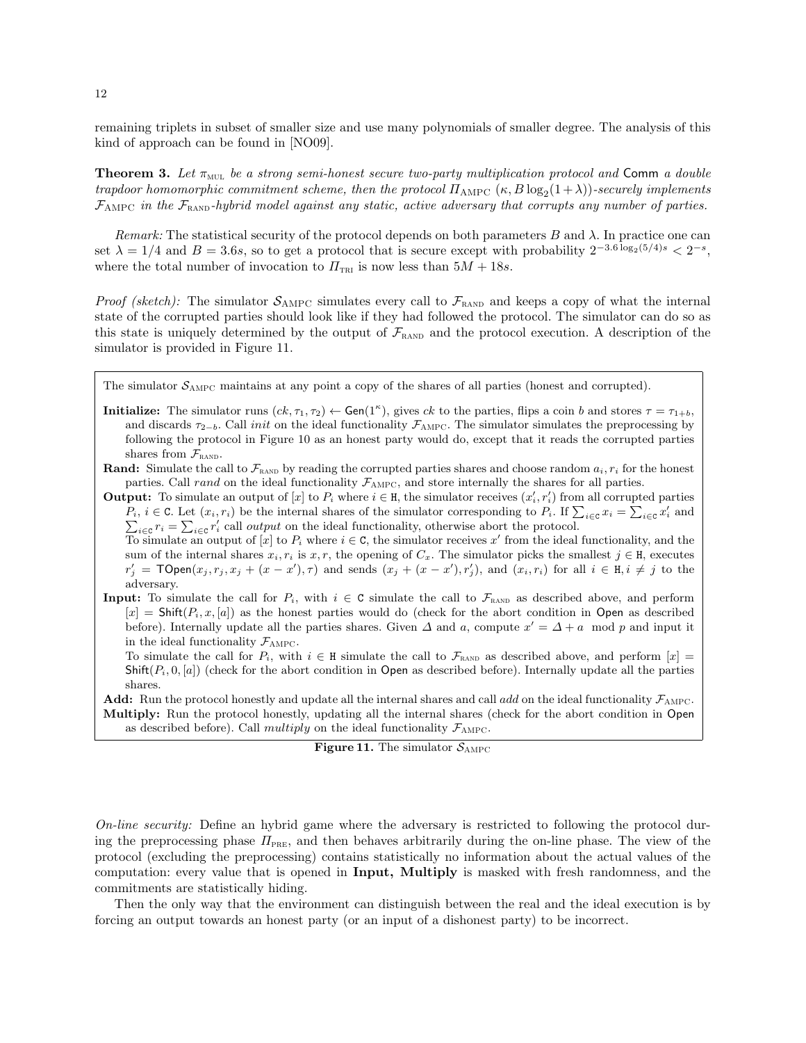remaining triplets in subset of smaller size and use many polynomials of smaller degree. The analysis of this kind of approach can be found in [NO09].

**Theorem 3.** *Let $\pi_{\text{MUL}}$ be a strong semi-honest secure two-party multiplication protocol and* $\mathsf{Comm}$ *a double trapdoor homomorphic commitment scheme, then the protocol $\Pi_{\text{AMPC}}$ $(\kappa, B\log_2(1+\lambda))$-securely implements $\mathcal{F}_{\text{AMPC}}$ in the $\mathcal{F}_{\text{RAND}}$-hybrid model against any static, active adversary that corrupts any number of parties.*

*Remark:* The statistical security of the protocol depends on both parameters $B$ and $\lambda$. In practice one can set $\lambda = 1/4$ and $B = 3.6s$, so to get a protocol that is secure except with probability $2^{-3.6\log_2(5/4)s} < 2^{-s}$, where the total number of invocation to $\Pi_{\text{TRI}}$ is now less than $5M + 18s$.

*Proof (sketch):* The simulator $\mathcal{S}_{\text{AMPC}}$ simulates every call to $\mathcal{F}_{\text{RAND}}$ and keeps a copy of what the internal state of the corrupted parties should look like if they had followed the protocol. The simulator can do so as this state is uniquely determined by the output of $\mathcal{F}_{\text{RAND}}$ and the protocol execution. A description of the simulator is provided in Figure 11.

The simulator $\mathcal{S}_{\text{AMPC}}$ maintains at any point a copy of the shares of all parties (honest and corrupted).

**Initialize:** The simulator runs $(ck, \tau_1, \tau_2) \leftarrow \mathsf{Gen}(1^\kappa)$, gives $ck$ to the parties, flips a coin $b$ and stores $\tau = \tau_{1+b}$, and discards $\tau_{2-b}$. Call *init* on the ideal functionality $\mathcal{F}_{\text{AMPC}}$. The simulator simulates the preprocessing by following the protocol in Figure 10 as an honest party would do, except that it reads the corrupted parties shares from $\mathcal{F}_{\text{RAND}}$.

**Rand:** Simulate the call to $\mathcal{F}_{\text{RAND}}$ by reading the corrupted parties shares and choose random $a_i, r_i$ for the honest parties. Call *rand* on the ideal functionality $\mathcal{F}_{\text{AMPC}}$, and store internally the shares for all parties.

**Output:** To simulate an output of $[x]$ to $P_i$ where $i \in \mathtt{H}$, the simulator receives $(x'_i, r'_i)$ from all corrupted parties $P_i$, $i \in \mathtt{C}$. Let $(x_i, r_i)$ be the internal shares of the simulator corresponding to $P_i$. If $\sum_{i\in\mathtt{C}} x_i = \sum_{i\in\mathtt{C}} x'_i$ and $\sum_{i\in\mathtt{C}} r_i = \sum_{i\in\mathtt{C}} r'_i$ call *output* on the ideal functionality, otherwise abort the protocol.
To simulate an output of $[x]$ to $P_i$ where $i \in \mathtt{C}$, the simulator receives $x'$ from the ideal functionality, and the sum of the internal shares $x_i, r_i$ is $x, r$, the opening of $C_x$. The simulator picks the smallest $j \in \mathtt{H}$, executes $r'_j = \mathsf{TOpen}(x_j, r_j, x_j + (x - x'), \tau)$ and sends $(x_j + (x - x'), r'_j)$, and $(x_i, r_i)$ for all $i \in \mathtt{H}, i \neq j$ to the adversary.

**Input:** To simulate the call for $P_i$, with $i \in \mathtt{C}$ simulate the call to $\mathcal{F}_{\text{RAND}}$ as described above, and perform $[x] = \mathsf{Shift}(P_i, x, [a])$ as the honest parties would do (check for the abort condition in $\mathsf{Open}$ as described before). Internally update all the parties shares. Given $\Delta$ and $a$, compute $x' = \Delta + a \mod p$ and input it in the ideal functionality $\mathcal{F}_{\text{AMPC}}$.
To simulate the call for $P_i$, with $i \in \mathtt{H}$ simulate the call to $\mathcal{F}_{\text{RAND}}$ as described above, and perform $[x] = \mathsf{Shift}(P_i, 0, [a])$ (check for the abort condition in $\mathsf{Open}$ as described before). Internally update all the parties shares.

**Add:** Run the protocol honestly and update all the internal shares and call *add* on the ideal functionality $\mathcal{F}_{\text{AMPC}}$.

**Multiply:** Run the protocol honestly, updating all the internal shares (check for the abort condition in $\mathsf{Open}$ as described before). Call *multiply* on the ideal functionality $\mathcal{F}_{\text{AMPC}}$.

**Figure 11.** The simulator $\mathcal{S}_{\text{AMPC}}$

*On-line security:* Define an hybrid game where the adversary is restricted to following the protocol during the preprocessing phase $\Pi_{\text{PRE}}$, and then behaves arbitrarily during the on-line phase. The view of the protocol (excluding the preprocessing) contains statistically no information about the actual values of the computation: every value that is opened in **Input, Multiply** is masked with fresh randomness, and the commitments are statistically hiding.

Then the only way that the environment can distinguish between the real and the ideal execution is by forcing an output towards an honest party (or an input of a dishonest party) to be incorrect.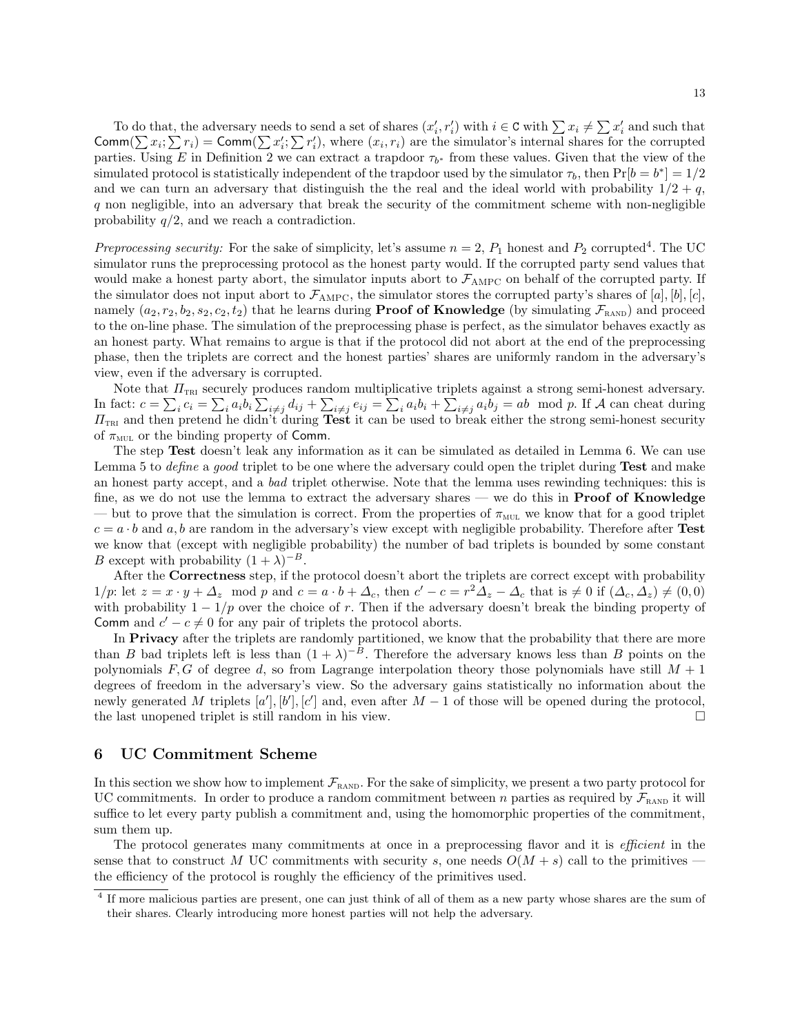To do that, the adversary needs to send a set of shares $(x'_i, r'_i)$ with $i \in \mathtt{C}$ with $\sum x_i \neq \sum x'_i$ and such that $\mathsf{Comm}(\sum x_i; \sum r_i) = \mathsf{Comm}(\sum x'_i; \sum r'_i)$, where $(x_i, r_i)$ are the simulator's internal shares for the corrupted parties. Using $E$ in Definition 2 we can extract a trapdoor $\tau_{b^*}$ from these values. Given that the view of the simulated protocol is statistically independent of the trapdoor used by the simulator $\tau_b$, then $\Pr[b = b^*] = 1/2$ and we can turn an adversary that distinguish the the real and the ideal world with probability $1/2 + q$, $q$ non negligible, into an adversary that break the security of the commitment scheme with non-negligible probability $q/2$, and we reach a contradiction.

*Preprocessing security:* For the sake of simplicity, let's assume $n = 2$, $P_1$ honest and $P_2$ corrupted[4]. The UC simulator runs the preprocessing protocol as the honest party would. If the corrupted party send values that would make a honest party abort, the simulator inputs abort to $\mathcal{F}_{\text{AMPC}}$ on behalf of the corrupted party. If the simulator does not input abort to $\mathcal{F}_{\text{AMPC}}$, the simulator stores the corrupted party's shares of $[a]$, $[b]$, $[c]$, namely $(a_2, r_2, b_2, s_2, c_2, t_2)$ that he learns during **Proof of Knowledge** (by simulating $\mathcal{F}_{\text{RAND}}$) and proceed to the on-line phase. The simulation of the preprocessing phase is perfect, as the simulator behaves exactly as an honest party. What remains to argue is that if the protocol did not abort at the end of the preprocessing phase, then the triplets are correct and the honest parties' shares are uniformly random in the adversary's view, even if the adversary is corrupted.

Note that $\Pi_{\text{TRI}}$ securely produces random multiplicative triplets against a strong semi-honest adversary. In fact: $c = \sum_i c_i = \sum_i a_i b_i \sum_{i \neq j} d_{ij} + \sum_{i \neq j} e_{ij} = \sum_i a_i b_i + \sum_{i \neq j} a_i b_j = ab \mod p$. If $\mathcal{A}$ can cheat during $\Pi_{\text{TRI}}$ and then pretend he didn't during **Test** it can be used to break either the strong semi-honest security of $\pi_{\text{MUL}}$ or the binding property of $\mathsf{Comm}$.

The step **Test** doesn't leak any information as it can be simulated as detailed in Lemma 6. We can use Lemma 5 to *define* a *good* triplet to be one where the adversary could open the triplet during **Test** and make an honest party accept, and a *bad* triplet otherwise. Note that the lemma uses rewinding techniques: this is fine, as we do not use the lemma to extract the adversary shares — we do this in **Proof of Knowledge** — but to prove that the simulation is correct. From the properties of $\pi_{\text{MUL}}$ we know that for a good triplet $c = a \cdot b$ and $a, b$ are random in the adversary's view except with negligible probability. Therefore after **Test** we know that (except with negligible probability) the number of bad triplets is bounded by some constant $B$ except with probability $(1 + \lambda)^{-B}$.

After the **Correctness** step, if the protocol doesn't abort the triplets are correct except with probability $1/p$: let $z = x \cdot y + \Delta_z \mod p$ and $c = a \cdot b + \Delta_c$, then $c' - c = r^2 \Delta_z - \Delta_c$ that is $\neq 0$ if $(\Delta_c, \Delta_z) \neq (0, 0)$ with probability $1 - 1/p$ over the choice of $r$. Then if the adversary doesn't break the binding property of $\mathsf{Comm}$ and $c' - c \neq 0$ for any pair of triplets the protocol aborts.

In **Privacy** after the triplets are randomly partitioned, we know that the probability that there are more than $B$ bad triplets left is less than $(1 + \lambda)^{-B}$. Therefore the adversary knows less than $B$ points on the polynomials $F, G$ of degree $d$, so from Lagrange interpolation theory those polynomials have still $M + 1$ degrees of freedom in the adversary's view. So the adversary gains statistically no information about the newly generated $M$ triplets $[a'], [b'], [c']$ and, even after $M - 1$ of those will be opened during the protocol, the last unopened triplet is still random in his view. □

## 6 UC Commitment Scheme

In this section we show how to implement $\mathcal{F}_{\text{RAND}}$. For the sake of simplicity, we present a two party protocol for UC commitments. In order to produce a random commitment between $n$ parties as required by $\mathcal{F}_{\text{RAND}}$ it will suffice to let every party publish a commitment and, using the homomorphic properties of the commitment, sum them up.

The protocol generates many commitments at once in a preprocessing flavor and it is *efficient* in the sense that to construct $M$ UC commitments with security $s$, one needs $O(M + s)$ call to the primitives — the efficiency of the protocol is roughly the efficiency of the primitives used.

[4] If more malicious parties are present, one can just think of all of them as a new party whose shares are the sum of their shares. Clearly introducing more honest parties will not help the adversary.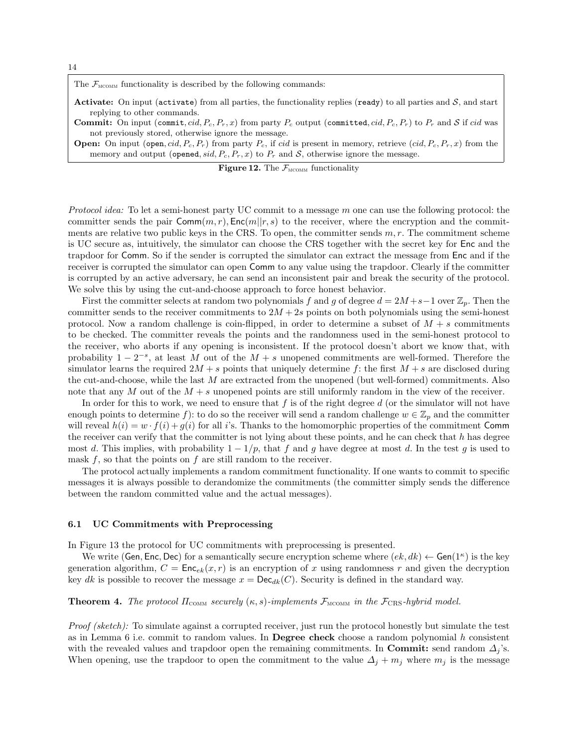The $\mathcal{F}_{\text{MCOMM}}$ functionality is described by the following commands:

**Activate:** On input (activate) from all parties, the functionality replies (ready) to all parties and $\mathcal{S}$, and start replying to other commands.

**Commit:** On input (commit, $cid, P_c, P_r, x$) from party $P_c$ output (committed, $cid, P_c, P_r$) to $P_r$ and $\mathcal{S}$ if $cid$ was not previously stored, otherwise ignore the message.

**Open:** On input (open, $cid, P_c, P_r$) from party $P_c$, if $cid$ is present in memory, retrieve $(cid, P_c, P_r, x)$ from the memory and output (opened, $sid, P_c, P_r, x$) to $P_r$ and $\mathcal{S}$, otherwise ignore the message.

**Figure 12.** The $\mathcal{F}_{\text{MCOMM}}$ functionality

*Protocol idea:* To let a semi-honest party UC commit to a message $m$ one can use the following protocol: the committer sends the pair $\mathsf{Comm}(m, r), \mathsf{Enc}(m||r, s)$ to the receiver, where the encryption and the commitments are relative two public keys in the CRS. To open, the committer sends $m, r$. The commitment scheme is UC secure as, intuitively, the simulator can choose the CRS together with the secret key for $\mathsf{Enc}$ and the trapdoor for $\mathsf{Comm}$. So if the sender is corrupted the simulator can extract the message from $\mathsf{Enc}$ and if the receiver is corrupted the simulator can open $\mathsf{Comm}$ to any value using the trapdoor. Clearly if the committer is corrupted by an active adversary, he can send an inconsistent pair and break the security of the protocol. We solve this by using the cut-and-choose approach to force honest behavior.

First the committer selects at random two polynomials $f$ and $g$ of degree $d = 2M + s - 1$ over $\mathbb{Z}_p$. Then the committer sends to the receiver commitments to $2M + 2s$ points on both polynomials using the semi-honest protocol. Now a random challenge is coin-flipped, in order to determine a subset of $M + s$ commitments to be checked. The committer reveals the points and the randomness used in the semi-honest protocol to the receiver, who aborts if any opening is inconsistent. If the protocol doesn't abort we know that, with probability $1 - 2^{-s}$, at least $M$ out of the $M + s$ unopened commitments are well-formed. Therefore the simulator learns the required $2M + s$ points that uniquely determine $f$: the first $M + s$ are disclosed during the cut-and-choose, while the last $M$ are extracted from the unopened (but well-formed) commitments. Also note that any $M$ out of the $M + s$ unopened points are still uniformly random in the view of the receiver.

In order for this to work, we need to ensure that $f$ is of the right degree $d$ (or the simulator will not have enough points to determine $f$): to do so the receiver will send a random challenge $w \in \mathbb{Z}_p$ and the committer will reveal $h(i) = w \cdot f(i) + g(i)$ for all $i$'s. Thanks to the homomorphic properties of the commitment $\mathsf{Comm}$ the receiver can verify that the committer is not lying about these points, and he can check that $h$ has degree most $d$. This implies, with probability $1 - 1/p$, that $f$ and $g$ have degree at most $d$. In the test $g$ is used to mask $f$, so that the points on $f$ are still random to the receiver.

The protocol actually implements a random commitment functionality. If one wants to commit to specific messages it is always possible to derandomize the commitments (the committer simply sends the difference between the random committed value and the actual messages).

### 6.1 UC Commitments with Preprocessing

In Figure 13 the protocol for UC commitments with preprocessing is presented.

We write $(\mathsf{Gen}, \mathsf{Enc}, \mathsf{Dec})$ for a semantically secure encryption scheme where $(ek, dk) \leftarrow \mathsf{Gen}(1^\kappa)$ is the key generation algorithm, $C = \mathsf{Enc}_{ek}(x, r)$ is an encryption of $x$ using randomness $r$ and given the decryption key $dk$ is possible to recover the message $x = \mathsf{Dec}_{dk}(C)$. Security is defined in the standard way.

**Theorem 4.** *The protocol $\Pi_{\text{COMM}}$ securely $(\kappa, s)$-implements $\mathcal{F}_{\text{MCOMM}}$ in the $\mathcal{F}_{\text{CRS}}$-hybrid model.*

*Proof (sketch):* To simulate against a corrupted receiver, just run the protocol honestly but simulate the test as in Lemma 6 i.e. commit to random values. In **Degree check** choose a random polynomial $h$ consistent with the revealed values and trapdoor open the remaining commitments. In **Commit:** send random $\Delta_j$'s. When opening, use the trapdoor to open the commitment to the value $\Delta_j + m_j$ where $m_j$ is the message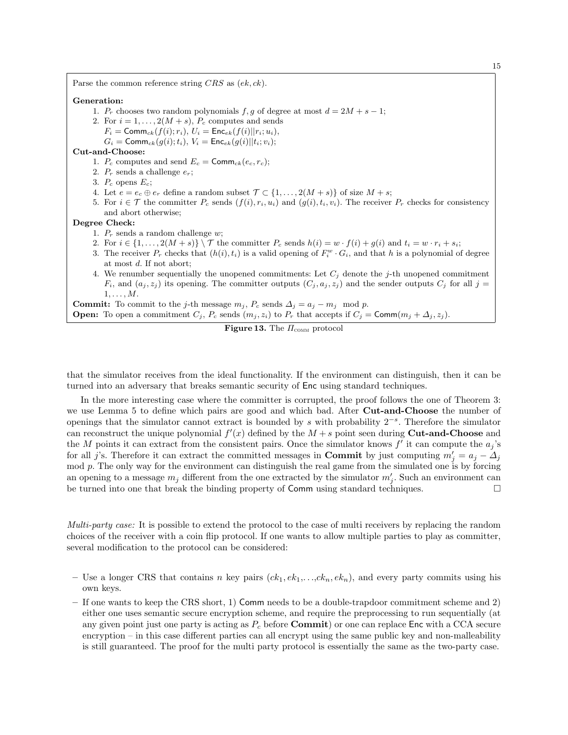Parse the common reference string $CRS$ as $(ek, ck)$.

**Generation:**

1. $P_r$ chooses two random polynomials $f, g$ of degree at most $d = 2M + s - 1$;
2. For $i = 1, \ldots, 2(M+s)$, $P_c$ computes and sends
   $F_i = \mathsf{Comm}_{ck}(f(i); r_i)$, $U_i = \mathsf{Enc}_{ek}(f(i)||r_i; u_i)$,
   $G_i = \mathsf{Comm}_{ck}(g(i); t_i)$, $V_i = \mathsf{Enc}_{ek}(g(i)||t_i; v_i)$;

**Cut-and-Choose:**

1. $P_c$ computes and send $E_c = \mathsf{Comm}_{ck}(e_c, r_c)$;
2. $P_r$ sends a challenge $e_r$;
3. $P_c$ opens $E_c$;
4. Let $e = e_c \oplus e_r$ define a random subset $\mathcal{T} \subset \{1, \ldots, 2(M+s)\}$ of size $M + s$;
5. For $i \in \mathcal{T}$ the committer $P_c$ sends $(f(i), r_i, u_i)$ and $(g(i), t_i, v_i)$. The receiver $P_r$ checks for consistency and abort otherwise;

**Degree Check:**

1. $P_r$ sends a random challenge $w$;
2. For $i \in \{1, \ldots, 2(M+s)\} \setminus \mathcal{T}$ the committer $P_c$ sends $h(i) = w \cdot f(i) + g(i)$ and $t_i = w \cdot r_i + s_i$;
3. The receiver $P_r$ checks that $(h(i), t_i)$ is a valid opening of $F_i^w \cdot G_i$, and that $h$ is a polynomial of degree at most $d$. If not abort;
4. We renumber sequentially the unopened commitments: Let $C_j$ denote the $j$-th unopened commitment $F_i$, and $(a_j, z_j)$ its opening. The committer outputs $(C_j, a_j, z_j)$ and the sender outputs $C_j$ for all $j = 1, \ldots, M$.

**Commit:** To commit to the $j$-th message $m_j$, $P_c$ sends $\Delta_j = a_j - m_j \mod p$.

**Open:** To open a commitment $C_j$, $P_c$ sends $(m_j, z_i)$ to $P_r$ that accepts if $C_j = \mathsf{Comm}(m_j + \Delta_j, z_j)$.

**Figure 13.** The $\Pi_{\text{COMM}}$ protocol

that the simulator receives from the ideal functionality. If the environment can distinguish, then it can be turned into an adversary that breaks semantic security of $\mathsf{Enc}$ using standard techniques.

In the more interesting case where the committer is corrupted, the proof follows the one of Theorem 3: we use Lemma 5 to define which pairs are good and which bad. After **Cut-and-Choose** the number of openings that the simulator cannot extract is bounded by $s$ with probability $2^{-s}$. Therefore the simulator can reconstruct the unique polynomial $f'(x)$ defined by the $M + s$ point seen during **Cut-and-Choose** and the $M$ points it can extract from the consistent pairs. Once the simulator knows $f'$ it can compute the $a_j$'s for all $j$'s. Therefore it can extract the committed messages in **Commit** by just computing $m'_j = a_j - \Delta_j \mod p$. The only way for the environment can distinguish the real game from the simulated one is by forcing an opening to a message $m_j$ different from the one extracted by the simulator $m'_j$. Such an environment can be turned into one that break the binding property of $\mathsf{Comm}$ using standard techniques. □

*Multi-party case:* It is possible to extend the protocol to the case of multi receivers by replacing the random choices of the receiver with a coin flip protocol. If one wants to allow multiple parties to play as committer, several modification to the protocol can be considered:

- Use a longer CRS that contains $n$ key pairs $(ck_1, ek_1, \ldots, ck_n, ek_n)$, and every party commits using his own keys.
- If one wants to keep the CRS short, 1) $\mathsf{Comm}$ needs to be a double-trapdoor commitment scheme and 2) either one uses semantic secure encryption scheme, and require the preprocessing to run sequentially (at any given point just one party is acting as $P_c$ before **Commit**) or one can replace $\mathsf{Enc}$ with a CCA secure encryption – in this case different parties can all encrypt using the same public key and non-malleability is still guaranteed. The proof for the multi party protocol is essentially the same as the two-party case.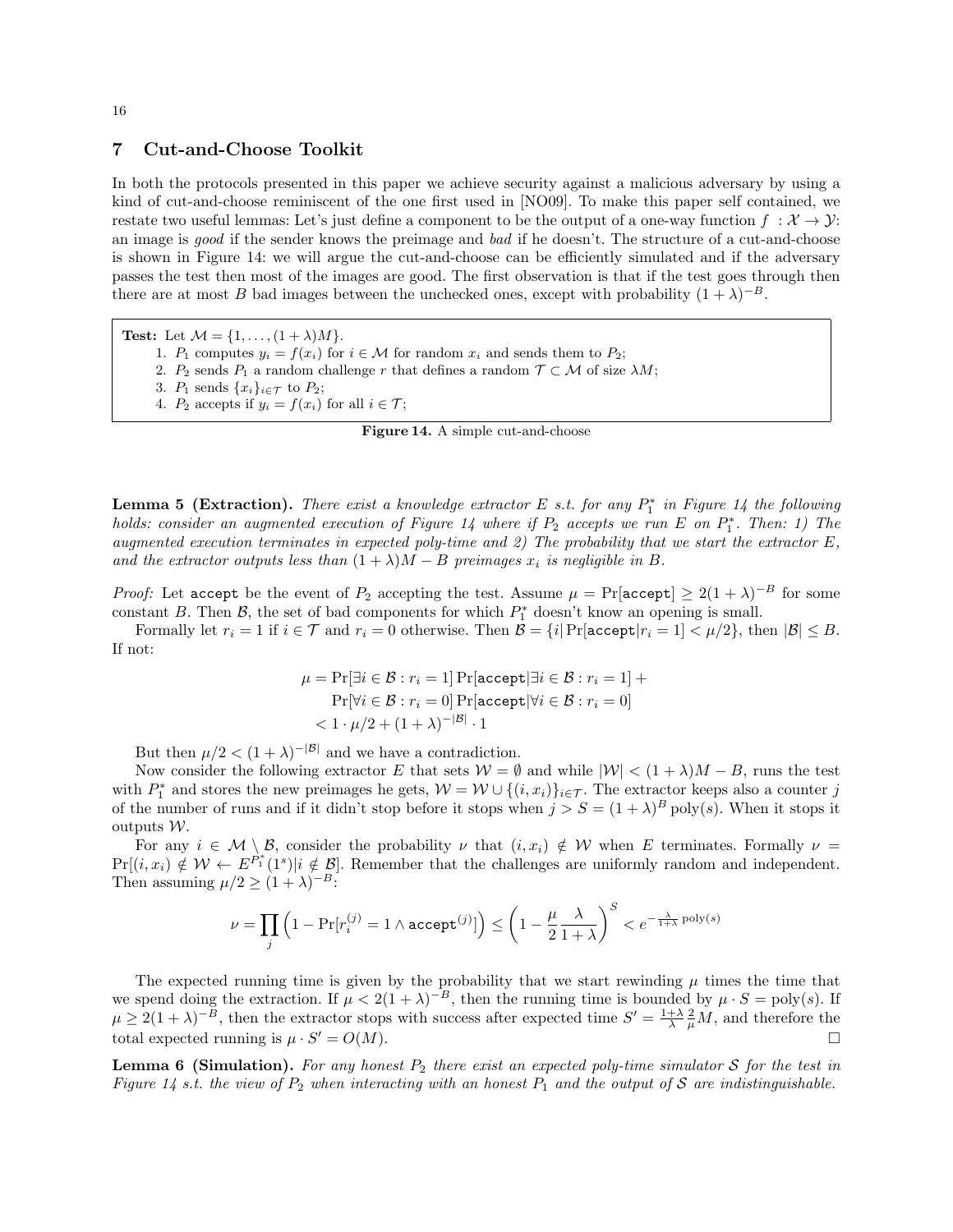## 7 Cut-and-Choose Toolkit

In both the protocols presented in this paper we achieve security against a malicious adversary by using a kind of cut-and-choose reminiscent of the one first used in [NO09]. To make this paper self contained, we restate two useful lemmas: Let's just define a component to be the output of a one-way function $f : \mathcal{X} \rightarrow \mathcal{Y}$: an image is *good* if the sender knows the preimage and *bad* if he doesn't. The structure of a cut-and-choose is shown in Figure 14: we will argue the cut-and-choose can be efficiently simulated and if the adversary passes the test then most of the images are good. The first observation is that if the test goes through then there are at most $B$ bad images between the unchecked ones, except with probability $(1+\lambda)^{-B}$.

**Test:** Let $\mathcal{M} = \{1, \ldots, (1+\lambda)M\}$.

1. $P_1$ computes $y_i = f(x_i)$ for $i \in \mathcal{M}$ for random $x_i$ and sends them to $P_2$;
2. $P_2$ sends $P_1$ a random challenge $r$ that defines a random $\mathcal{T} \subset \mathcal{M}$ of size $\lambda M$;
3. $P_1$ sends $\{x_i\}_{i \in \mathcal{T}}$ to $P_2$;
4. $P_2$ accepts if $y_i = f(x_i)$ for all $i \in \mathcal{T}$;

**Figure 14.** A simple cut-and-choose

**Lemma 5 (Extraction).** *There exist a knowledge extractor $E$ s.t. for any $P_1^*$ in Figure 14 the following holds: consider an augmented execution of Figure 14 where if $P_2$ accepts we run $E$ on $P_1^*$. Then: 1) The augmented execution terminates in expected poly-time and 2) The probability that we start the extractor $E$, and the extractor outputs less than $(1+\lambda)M - B$ preimages $x_i$ is negligible in $B$.*

*Proof:* Let $\texttt{accept}$ be the event of $P_2$ accepting the test. Assume $\mu = \Pr[\texttt{accept}] \geq 2(1+\lambda)^{-B}$ for some constant $B$. Then $\mathcal{B}$, the set of bad components for which $P_1^*$ doesn't know an opening is small.

Formally let $r_i = 1$ if $i \in \mathcal{T}$ and $r_i = 0$ otherwise. Then $\mathcal{B} = \{i | \Pr[\texttt{accept} | r_i = 1] < \mu/2\}$, then $|\mathcal{B}| \leq B$. If not:

$$\begin{aligned}\mu = &\Pr[\exists i \in \mathcal{B} : r_i = 1] \Pr[\texttt{accept} | \exists i \in \mathcal{B} : r_i = 1] + \\ &\Pr[\forall i \in \mathcal{B} : r_i = 0] \Pr[\texttt{accept} | \forall i \in \mathcal{B} : r_i = 0] \\ &< 1 \cdot \mu/2 + (1+\lambda)^{-|\mathcal{B}|} \cdot 1\end{aligned}$$

But then $\mu/2 < (1+\lambda)^{-|\mathcal{B}|}$ and we have a contradiction.

Now consider the following extractor $E$ that sets $\mathcal{W} = \emptyset$ and while $|\mathcal{W}| < (1+\lambda)M - B$, runs the test with $P_1^*$ and stores the new preimages he gets, $\mathcal{W} = \mathcal{W} \cup \{(i, x_i)\}_{i \in \mathcal{T}}$. The extractor keeps also a counter $j$ of the number of runs and if it didn't stop before it stops when $j > S = (1+\lambda)^B \operatorname{poly}(s)$. When it stops it outputs $\mathcal{W}$.

For any $i \in \mathcal{M} \setminus \mathcal{B}$, consider the probability $\nu$ that $(i, x_i) \notin \mathcal{W}$ when $E$ terminates. Formally $\nu = \Pr[(i, x_i) \notin \mathcal{W} \leftarrow E^{P_1^*}(1^s) | i \notin \mathcal{B}]$. Remember that the challenges are uniformly random and independent. Then assuming $\mu/2 \geq (1+\lambda)^{-B}$:

$$\nu = \prod_j \left(1 - \Pr[r_i^{(j)} = 1 \land \texttt{accept}^{(j)}]\right) \leq \left(1 - \frac{\mu}{2}\frac{\lambda}{1+\lambda}\right)^S < e^{-\frac{\lambda}{1+\lambda}\operatorname{poly}(s)}$$

The expected running time is given by the probability that we start rewinding $\mu$ times the time that we spend doing the extraction. If $\mu < 2(1+\lambda)^{-B}$, then the running time is bounded by $\mu \cdot S = \operatorname{poly}(s)$. If $\mu \geq 2(1+\lambda)^{-B}$, then the extractor stops with success after expected time $S' = \frac{1+\lambda}{\lambda}\frac{2}{\mu}M$, and therefore the total expected running is $\mu \cdot S' = O(M)$. □

**Lemma 6 (Simulation).** *For any honest $P_2$ there exist an expected poly-time simulator $\mathcal{S}$ for the test in Figure 14 s.t. the view of $P_2$ when interacting with an honest $P_1$ and the output of $\mathcal{S}$ are indistinguishable.*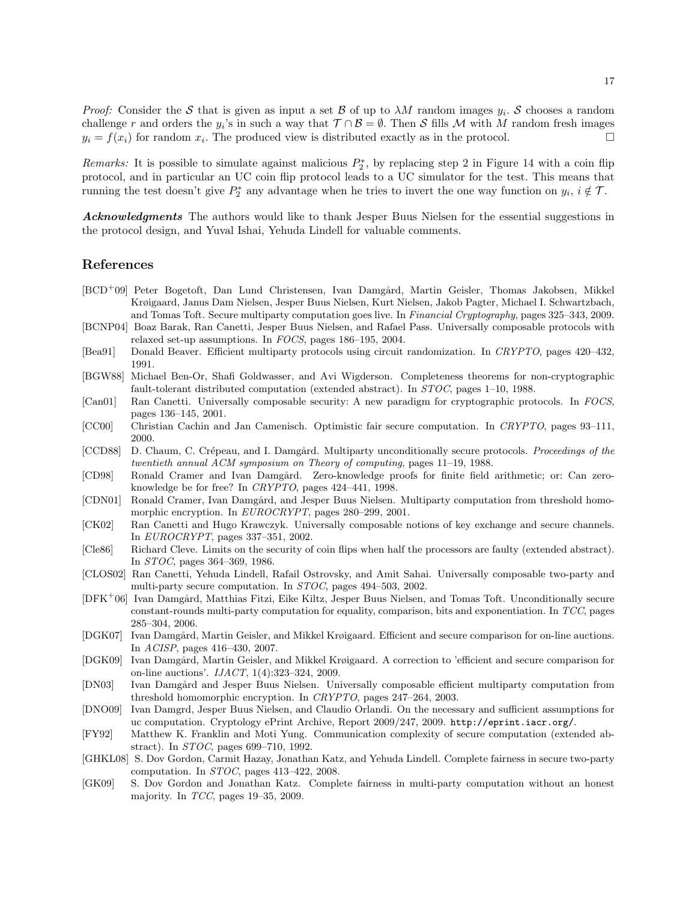*Proof:* Consider the $\mathcal{S}$ that is given as input a set $\mathcal{B}$ of up to $\lambda M$ random images $y_i$. $\mathcal{S}$ chooses a random challenge $r$ and orders the $y_i$'s in such a way that $\mathcal{T} \cap \mathcal{B} = \emptyset$. Then $\mathcal{S}$ fills $\mathcal{M}$ with $M$ random fresh images $y_i = f(x_i)$ for random $x_i$. The produced view is distributed exactly as in the protocol. □

*Remarks:* It is possible to simulate against malicious $P_2^*$, by replacing step 2 in Figure 14 with a coin flip protocol, and in particular an UC coin flip protocol leads to a UC simulator for the test. This means that running the test doesn't give $P_2^*$ any advantage when he tries to invert the one way function on $y_i$, $i \notin \mathcal{T}$.

***Acknowledgments*** The authors would like to thank Jesper Buus Nielsen for the essential suggestions in the protocol design, and Yuval Ishai, Yehuda Lindell for valuable comments.

## References

[BCD+09] Peter Bogetoft, Dan Lund Christensen, Ivan Damgård, Martin Geisler, Thomas Jakobsen, Mikkel Krøigaard, Janus Dam Nielsen, Jesper Buus Nielsen, Kurt Nielsen, Jakob Pagter, Michael I. Schwartzbach, and Tomas Toft. Secure multiparty computation goes live. In *Financial Cryptography*, pages 325–343, 2009.

[BCNP04] Boaz Barak, Ran Canetti, Jesper Buus Nielsen, and Rafael Pass. Universally composable protocols with relaxed set-up assumptions. In *FOCS*, pages 186–195, 2004.

[Bea91] Donald Beaver. Efficient multiparty protocols using circuit randomization. In *CRYPTO*, pages 420–432, 1991.

[BGW88] Michael Ben-Or, Shafi Goldwasser, and Avi Wigderson. Completeness theorems for non-cryptographic fault-tolerant distributed computation (extended abstract). In *STOC*, pages 1–10, 1988.

[Can01] Ran Canetti. Universally composable security: A new paradigm for cryptographic protocols. In *FOCS*, pages 136–145, 2001.

[CC00] Christian Cachin and Jan Camenisch. Optimistic fair secure computation. In *CRYPTO*, pages 93–111, 2000.

[CCD88] D. Chaum, C. Crépeau, and I. Damgård. Multiparty unconditionally secure protocols. *Proceedings of the twentieth annual ACM symposium on Theory of computing*, pages 11–19, 1988.

[CD98] Ronald Cramer and Ivan Damgård. Zero-knowledge proofs for finite field arithmetic; or: Can zero-knowledge be for free? In *CRYPTO*, pages 424–441, 1998.

[CDN01] Ronald Cramer, Ivan Damgård, and Jesper Buus Nielsen. Multiparty computation from threshold homomorphic encryption. In *EUROCRYPT*, pages 280–299, 2001.

[CK02] Ran Canetti and Hugo Krawczyk. Universally composable notions of key exchange and secure channels. In *EUROCRYPT*, pages 337–351, 2002.

[Cle86] Richard Cleve. Limits on the security of coin flips when half the processors are faulty (extended abstract). In *STOC*, pages 364–369, 1986.

[CLOS02] Ran Canetti, Yehuda Lindell, Rafail Ostrovsky, and Amit Sahai. Universally composable two-party and multi-party secure computation. In *STOC*, pages 494–503, 2002.

[DFK+06] Ivan Damgård, Matthias Fitzi, Eike Kiltz, Jesper Buus Nielsen, and Tomas Toft. Unconditionally secure constant-rounds multi-party computation for equality, comparison, bits and exponentiation. In *TCC*, pages 285–304, 2006.

[DGK07] Ivan Damgård, Martin Geisler, and Mikkel Krøigaard. Efficient and secure comparison for on-line auctions. In *ACISP*, pages 416–430, 2007.

[DGK09] Ivan Damgård, Martin Geisler, and Mikkel Krøigaard. A correction to 'efficient and secure comparison for on-line auctions'. *IJACT*, 1(4):323–324, 2009.

[DN03] Ivan Damgård and Jesper Buus Nielsen. Universally composable efficient multiparty computation from threshold homomorphic encryption. In *CRYPTO*, pages 247–264, 2003.

[DNO09] Ivan Damgrd, Jesper Buus Nielsen, and Claudio Orlandi. On the necessary and sufficient assumptions for uc computation. Cryptology ePrint Archive, Report 2009/247, 2009. `http://eprint.iacr.org/`.

[FY92] Matthew K. Franklin and Moti Yung. Communication complexity of secure computation (extended abstract). In *STOC*, pages 699–710, 1992.

[GHKL08] S. Dov Gordon, Carmit Hazay, Jonathan Katz, and Yehuda Lindell. Complete fairness in secure two-party computation. In *STOC*, pages 413–422, 2008.

[GK09] S. Dov Gordon and Jonathan Katz. Complete fairness in multi-party computation without an honest majority. In *TCC*, pages 19–35, 2009.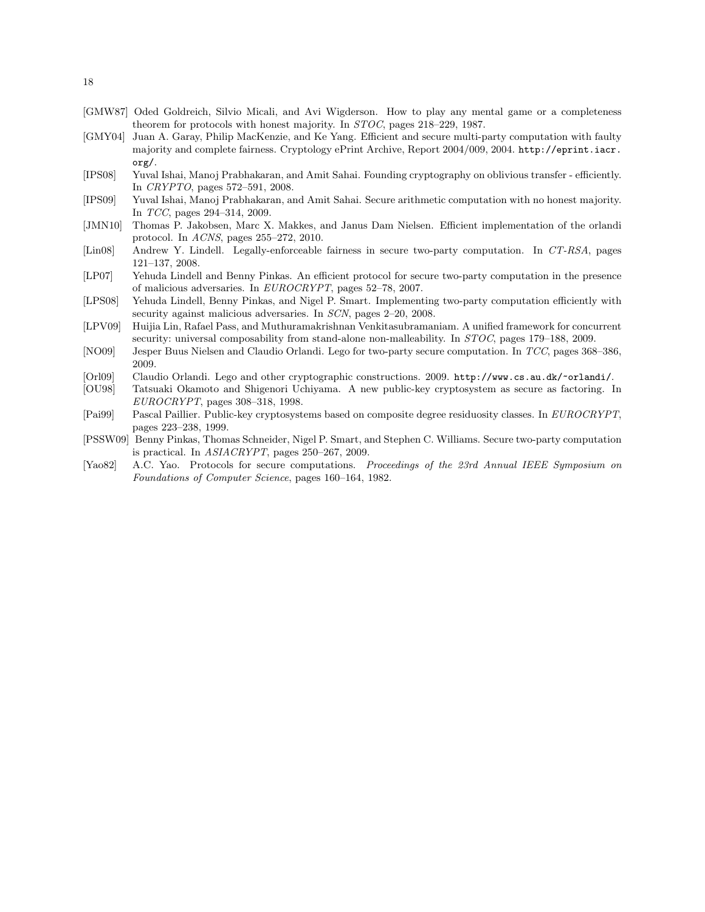[GMW87] Oded Goldreich, Silvio Micali, and Avi Wigderson. How to play any mental game or a completeness theorem for protocols with honest majority. In *STOC*, pages 218–229, 1987.

[GMY04] Juan A. Garay, Philip MacKenzie, and Ke Yang. Efficient and secure multi-party computation with faulty majority and complete fairness. Cryptology ePrint Archive, Report 2004/009, 2004. `http://eprint.iacr.org/`.

[IPS08] Yuval Ishai, Manoj Prabhakaran, and Amit Sahai. Founding cryptography on oblivious transfer - efficiently. In *CRYPTO*, pages 572–591, 2008.

[IPS09] Yuval Ishai, Manoj Prabhakaran, and Amit Sahai. Secure arithmetic computation with no honest majority. In *TCC*, pages 294–314, 2009.

[JMN10] Thomas P. Jakobsen, Marc X. Makkes, and Janus Dam Nielsen. Efficient implementation of the orlandi protocol. In *ACNS*, pages 255–272, 2010.

[Lin08] Andrew Y. Lindell. Legally-enforceable fairness in secure two-party computation. In *CT-RSA*, pages 121–137, 2008.

[LP07] Yehuda Lindell and Benny Pinkas. An efficient protocol for secure two-party computation in the presence of malicious adversaries. In *EUROCRYPT*, pages 52–78, 2007.

[LPS08] Yehuda Lindell, Benny Pinkas, and Nigel P. Smart. Implementing two-party computation efficiently with security against malicious adversaries. In *SCN*, pages 2–20, 2008.

[LPV09] Huijia Lin, Rafael Pass, and Muthuramakrishnan Venkitasubramaniam. A unified framework for concurrent security: universal composability from stand-alone non-malleability. In *STOC*, pages 179–188, 2009.

[NO09] Jesper Buus Nielsen and Claudio Orlandi. Lego for two-party secure computation. In *TCC*, pages 368–386, 2009.

[Orl09] Claudio Orlandi. Lego and other cryptographic constructions. 2009. `http://www.cs.au.dk/~orlandi/`.

[OU98] Tatsuaki Okamoto and Shigenori Uchiyama. A new public-key cryptosystem as secure as factoring. In *EUROCRYPT*, pages 308–318, 1998.

[Pai99] Pascal Paillier. Public-key cryptosystems based on composite degree residuosity classes. In *EUROCRYPT*, pages 223–238, 1999.

[PSSW09] Benny Pinkas, Thomas Schneider, Nigel P. Smart, and Stephen C. Williams. Secure two-party computation is practical. In *ASIACRYPT*, pages 250–267, 2009.

[Yao82] A.C. Yao. Protocols for secure computations. *Proceedings of the 23rd Annual IEEE Symposium on Foundations of Computer Science*, pages 160–164, 1982.